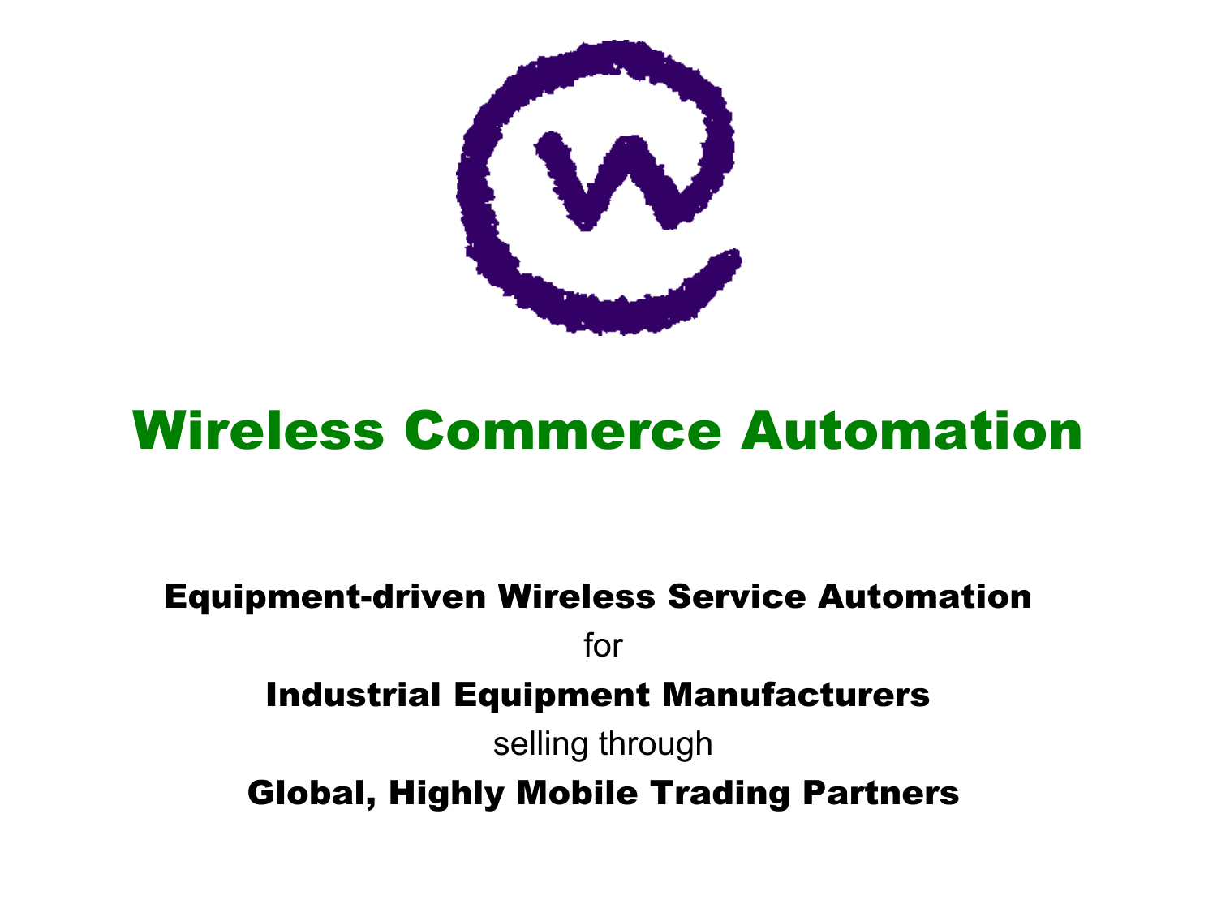# Wireless Commerce Automation

**Equipment-driven Wireless Service Automation**

for

**Industrial Equipment Manufacturers**

selling through

**Global, Highly Mobile Trading Partners**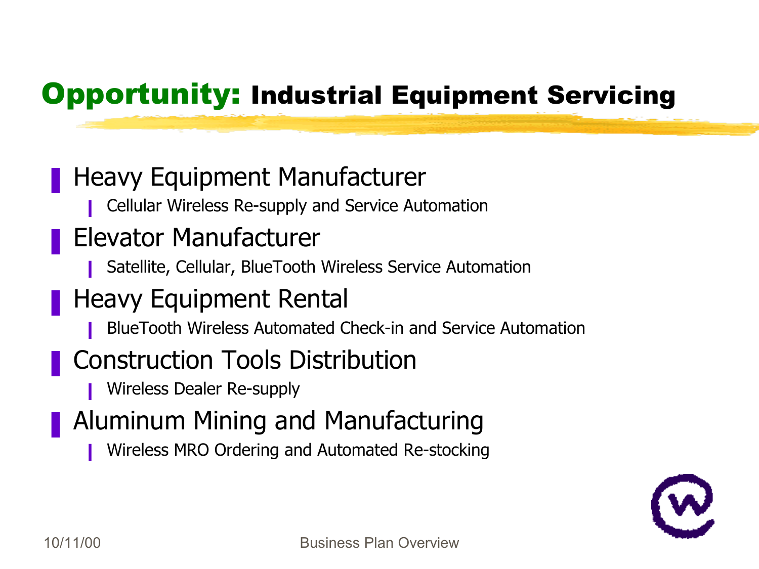# Opportunity: Industrial Equipment Servicing

- Heavy Equipment Manufacturer
  - Cellular Wireless Re-supply and Service Automation
- Elevator Manufacturer
  - Satellite, Cellular, BlueTooth Wireless Service Automation
- Heavy Equipment Rental
  - BlueTooth Wireless Automated Check-in and Service Automation
- Construction Tools Distribution
  - Wireless Dealer Re-supply
- Aluminum Mining and Manufacturing
  - Wireless MRO Ordering and Automated Re-stocking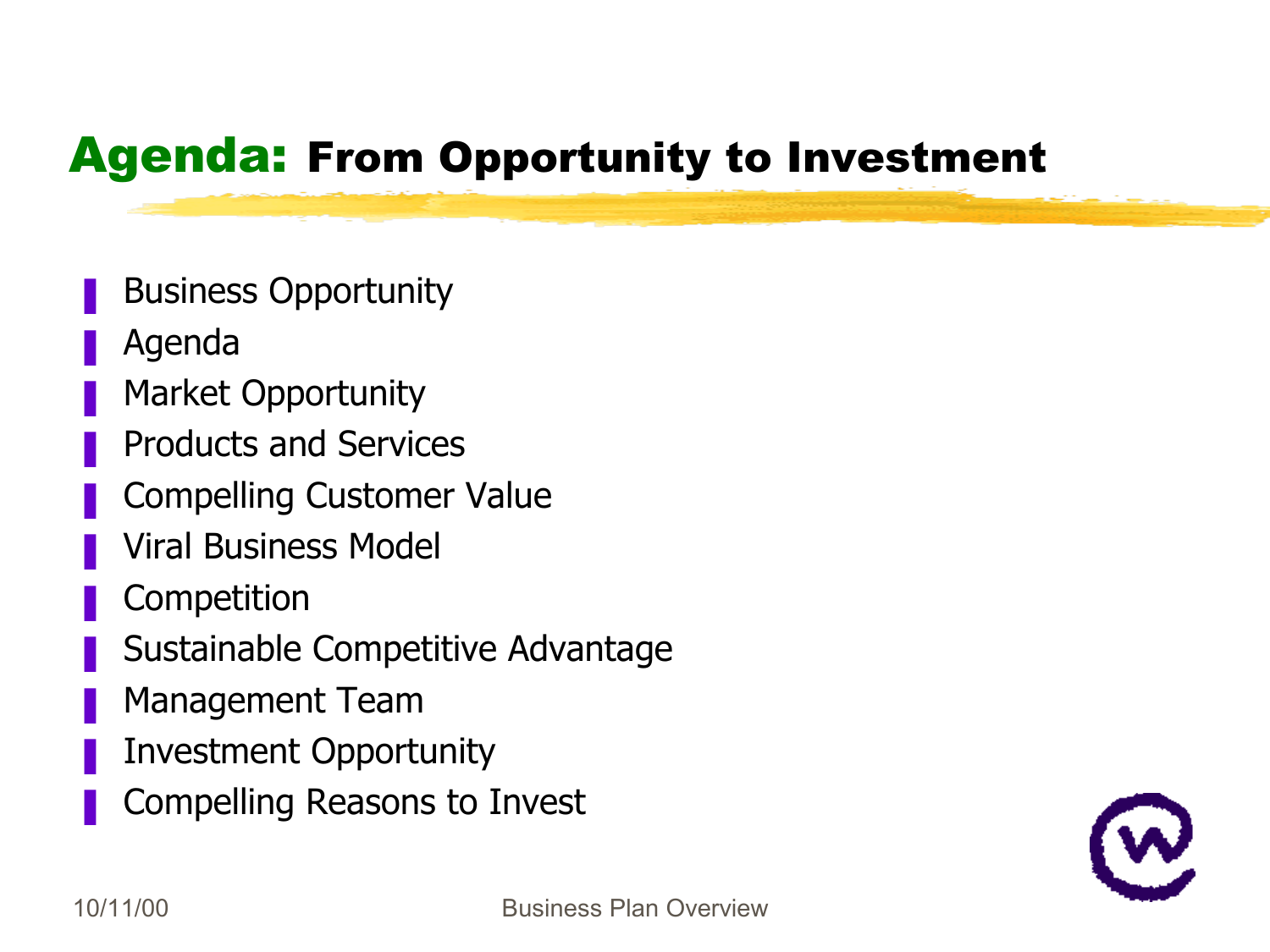# Agenda: From Opportunity to Investment

- Business Opportunity
- Agenda
- Market Opportunity
- Products and Services
- Compelling Customer Value
- Viral Business Model
- Competition
- Sustainable Competitive Advantage
- Management Team
- Investment Opportunity
- Compelling Reasons to Invest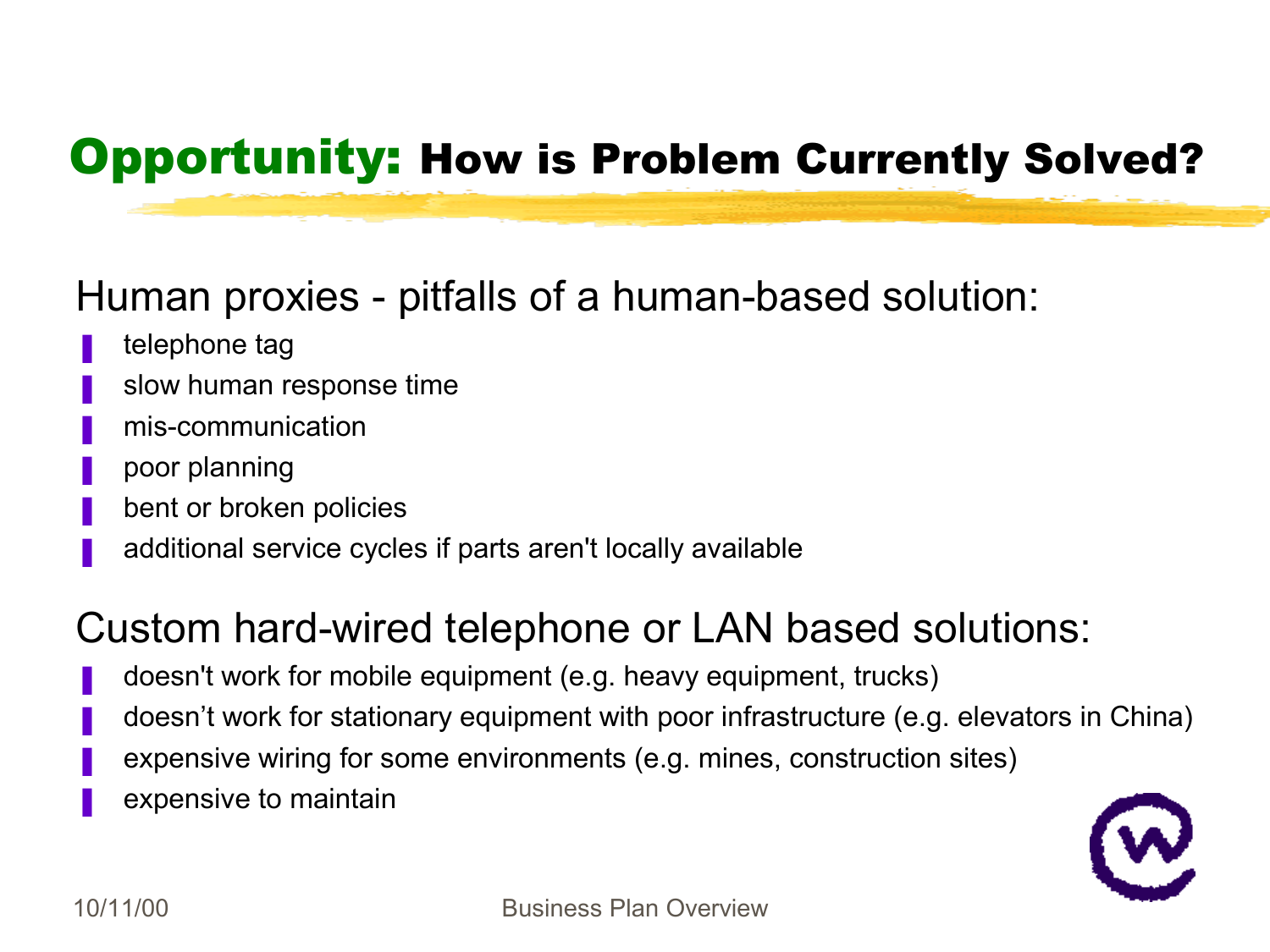# Opportunity: How is Problem Currently Solved?

## Human proxies - pitfalls of a human-based solution:

- telephone tag
- slow human response time
- mis-communication
- poor planning
- bent or broken policies
- additional service cycles if parts aren't locally available

## Custom hard-wired telephone or LAN based solutions:

- doesn't work for mobile equipment (e.g. heavy equipment, trucks)
- doesn't work for stationary equipment with poor infrastructure (e.g. elevators in China)
- expensive wiring for some environments (e.g. mines, construction sites)
- expensive to maintain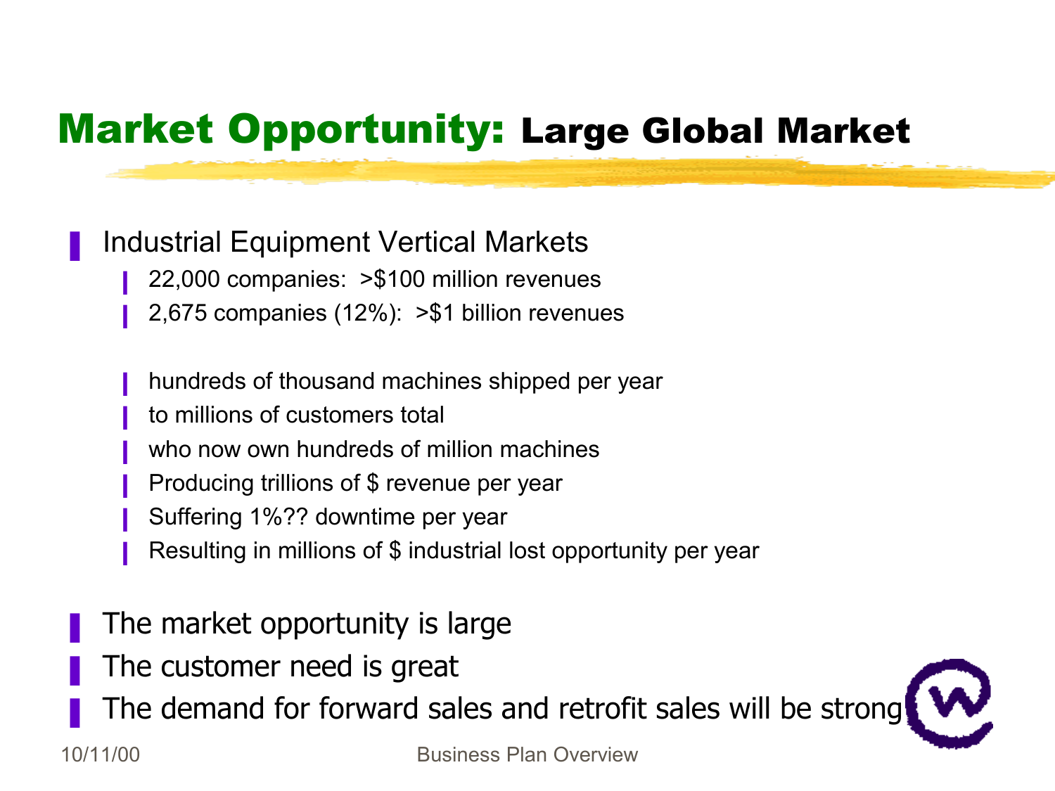# Market Opportunity: Large Global Market

- Industrial Equipment Vertical Markets
  - 22,000 companies: >$100 million revenues
  - 2,675 companies (12%): >$1 billion revenues

  - hundreds of thousand machines shipped per year
  - to millions of customers total
  - who now own hundreds of million machines
  - Producing trillions of $ revenue per year
  - Suffering 1%?? downtime per year
  - Resulting in millions of $ industrial lost opportunity per year

- The market opportunity is large
- The customer need is great
- The demand for forward sales and retrofit sales will be strong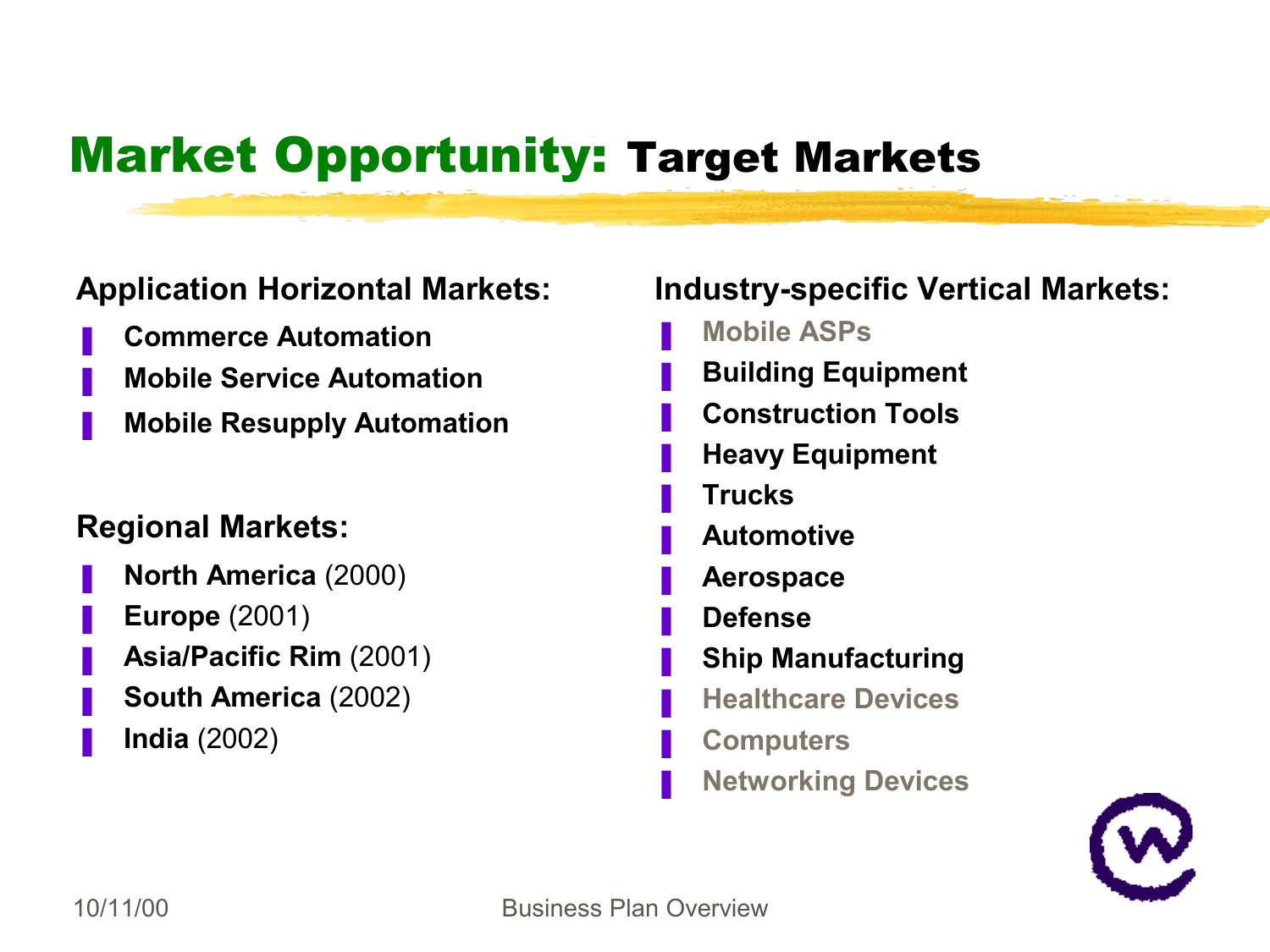# Market Opportunity: Target Markets

### Application Horizontal Markets:

- **Commerce Automation**
- **Mobile Service Automation**
- **Mobile Resupply Automation**

### Regional Markets:

- **North America** (2000)
- **Europe** (2001)
- **Asia/Pacific Rim** (2001)
- **South America** (2002)
- **India** (2002)

### Industry-specific Vertical Markets:

- **Mobile ASPs**
- **Building Equipment**
- **Construction Tools**
- **Heavy Equipment**
- **Trucks**
- **Automotive**
- **Aerospace**
- **Defense**
- **Ship Manufacturing**
- **Healthcare Devices**
- **Computers**
- **Networking Devices**

10/11/00 Business Plan Overview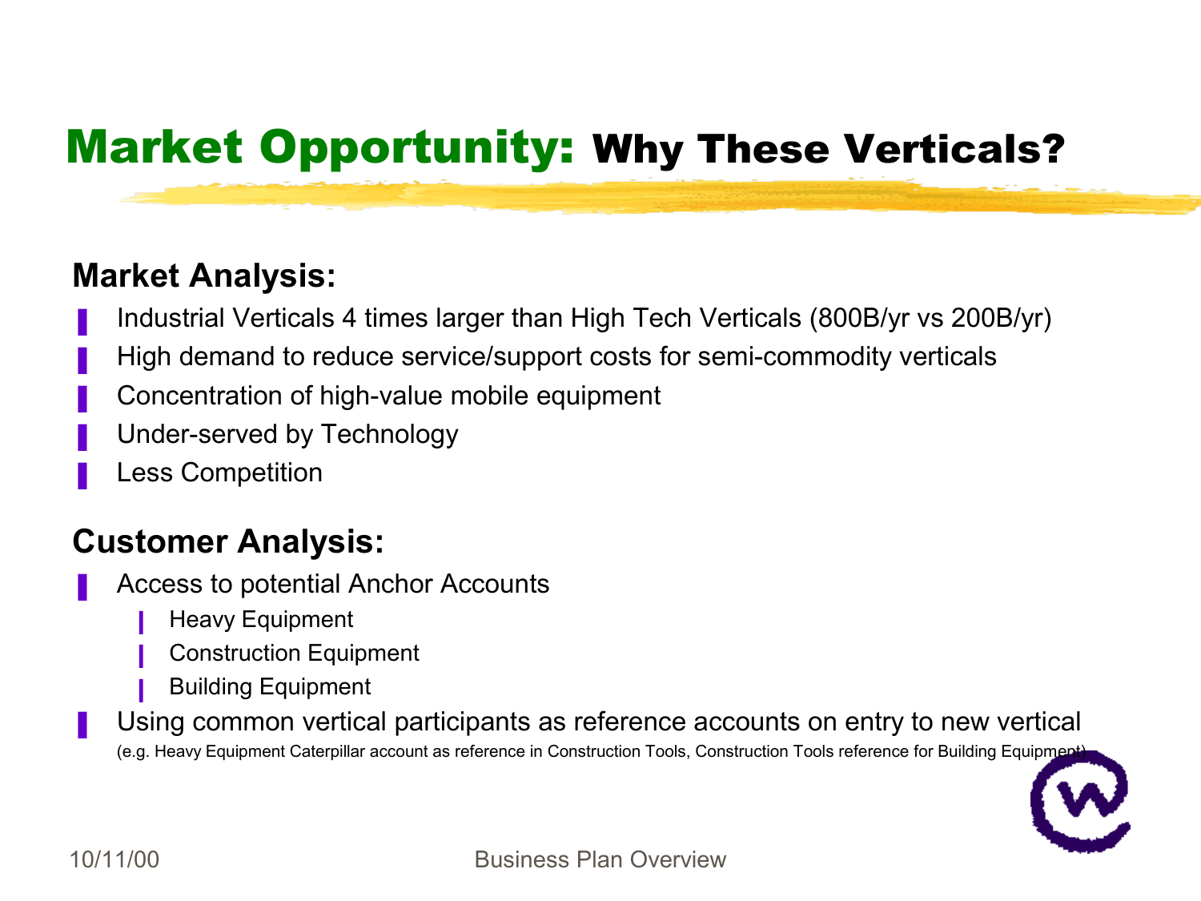# Market Opportunity: Why These Verticals?

## Market Analysis:

- Industrial Verticals 4 times larger than High Tech Verticals (800B/yr vs 200B/yr)
- High demand to reduce service/support costs for semi-commodity verticals
- Concentration of high-value mobile equipment
- Under-served by Technology
- Less Competition

## Customer Analysis:

- Access to potential Anchor Accounts
  - Heavy Equipment
  - Construction Equipment
  - Building Equipment
- Using common vertical participants as reference accounts on entry to new vertical
  (e.g. Heavy Equipment Caterpillar account as reference in Construction Tools, Construction Tools reference for Building Equipment)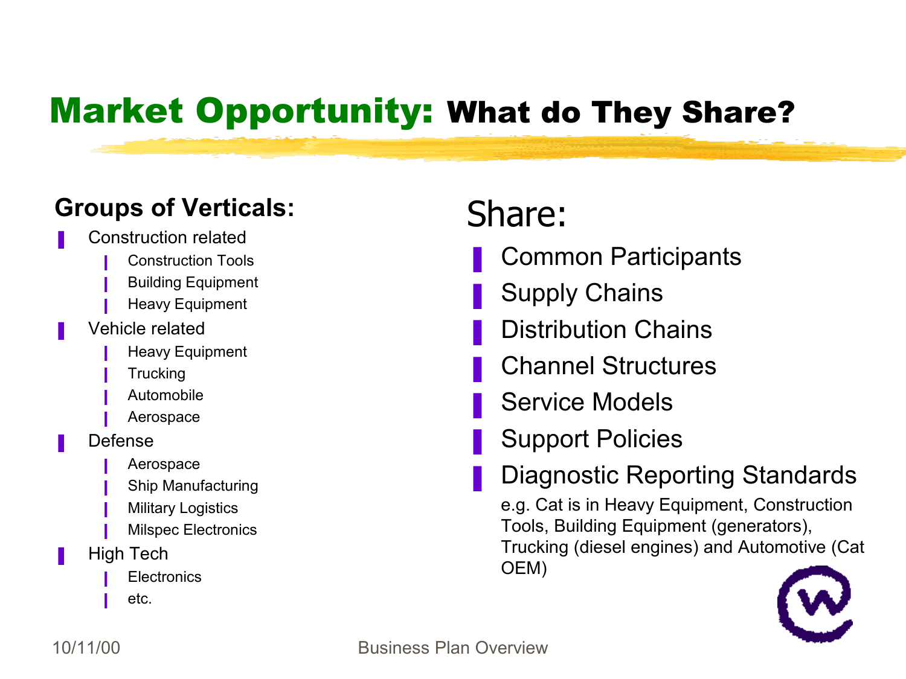# Market Opportunity: What do They Share?

**Groups of Verticals:**

- Construction related
  - Construction Tools
  - Building Equipment
  - Heavy Equipment
- Vehicle related
  - Heavy Equipment
  - Trucking
  - Automobile
  - Aerospace
- Defense
  - Aerospace
  - Ship Manufacturing
  - Military Logistics
  - Milspec Electronics
- High Tech
  - Electronics
  - etc.

## Share:

- Common Participants
- Supply Chains
- Distribution Chains
- Channel Structures
- Service Models
- Support Policies
- Diagnostic Reporting Standards

  e.g. Cat is in Heavy Equipment, Construction Tools, Building Equipment (generators), Trucking (diesel engines) and Automotive (Cat OEM)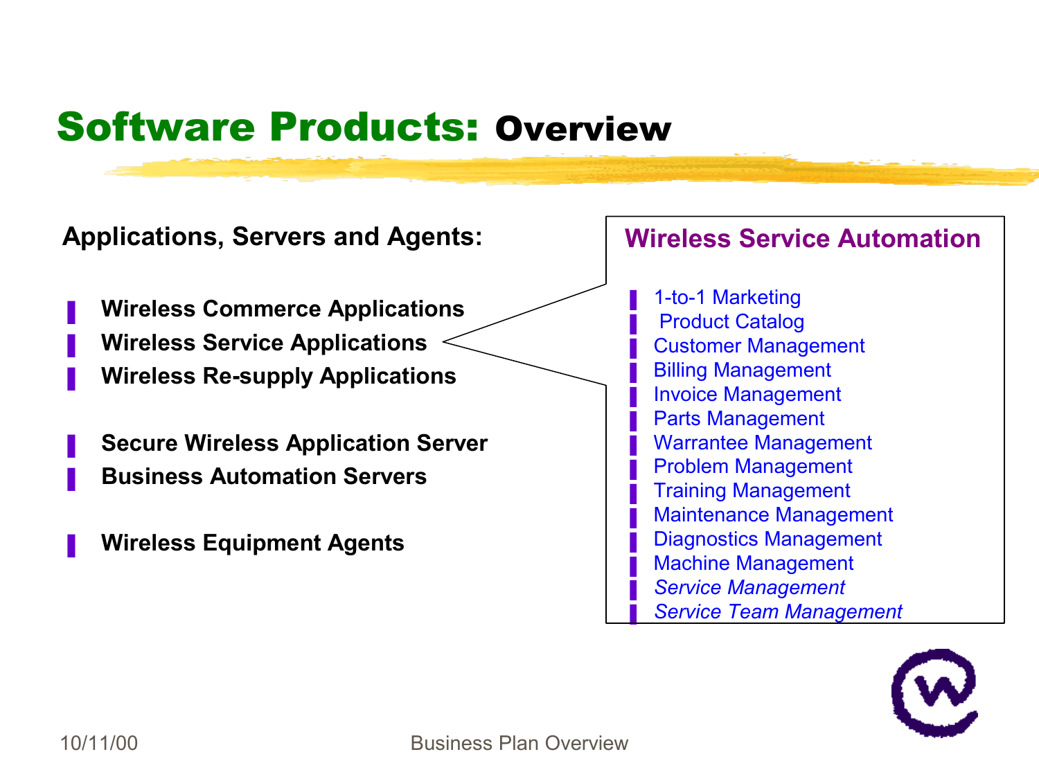# Software Products: Overview

**Applications, Servers and Agents:**

- **Wireless Commerce Applications**
- **Wireless Service Applications**
- **Wireless Re-supply Applications**

- **Secure Wireless Application Server**
- **Business Automation Servers**

- **Wireless Equipment Agents**

## Wireless Service Automation

- 1-to-1 Marketing
- Product Catalog
- Customer Management
- Billing Management
- Invoice Management
- Parts Management
- Warrantee Management
- Problem Management
- Training Management
- Maintenance Management
- Diagnostics Management
- Machine Management
- *Service Management*
- *Service Team Management*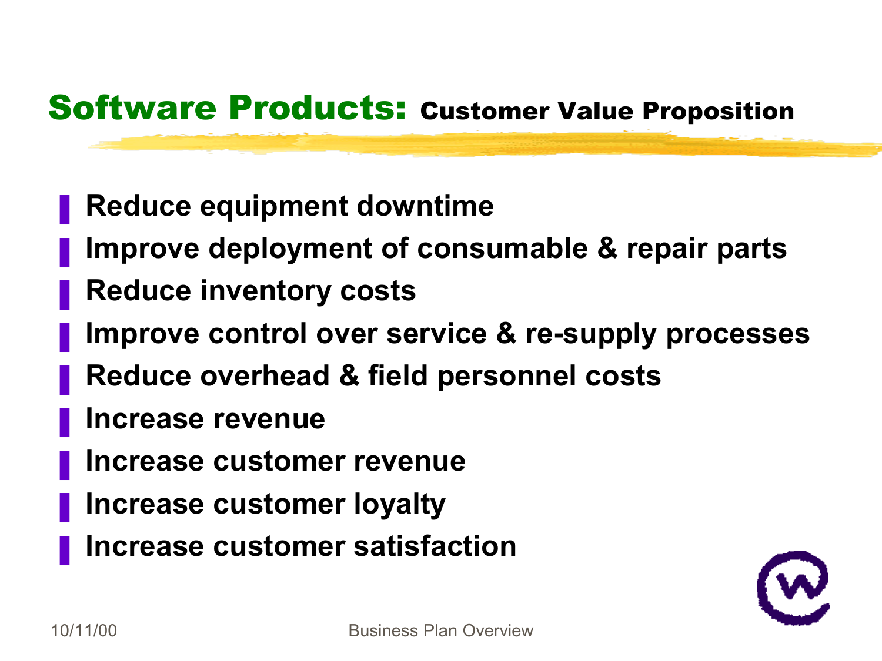# Software Products: Customer Value Proposition

- Reduce equipment downtime
- Improve deployment of consumable & repair parts
- Reduce inventory costs
- Improve control over service & re-supply processes
- Reduce overhead & field personnel costs
- Increase revenue
- Increase customer revenue
- Increase customer loyalty
- Increase customer satisfaction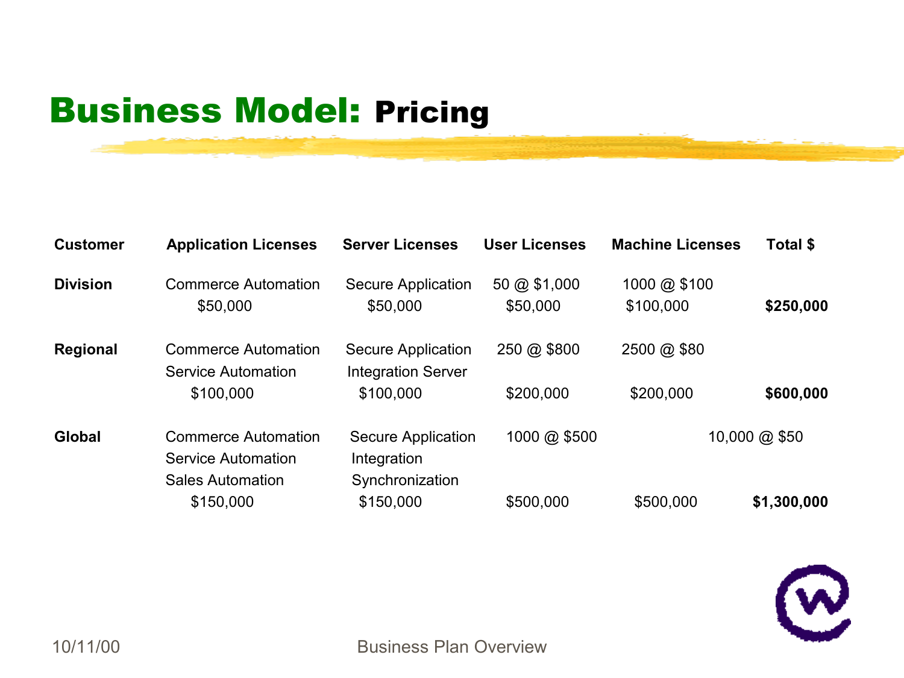# Business Model: Pricing

| Customer | Application Licenses | Server Licenses | User Licenses | Machine Licenses | Total $ |
|---|---|---|---|---|---|
| **Division** | Commerce Automation<br>$50,000 | Secure Application<br>$50,000 | 50 @ $1,000<br>$50,000 | 1000 @ $100<br>$100,000 | **$250,000** |
| **Regional** | Commerce Automation<br>Service Automation<br>$100,000 | Secure Application<br>Integration Server<br>$100,000 | 250 @ $800<br>$200,000 | 2500 @ $80<br>$200,000 | **$600,000** |
| **Global** | Commerce Automation<br>Service Automation<br>Sales Automation<br>$150,000 | Secure Application<br>Integration<br>Synchronization<br>$150,000 | 1000 @ $500<br>$500,000 | 10,000 @ $50<br>$500,000 | **$1,300,000** |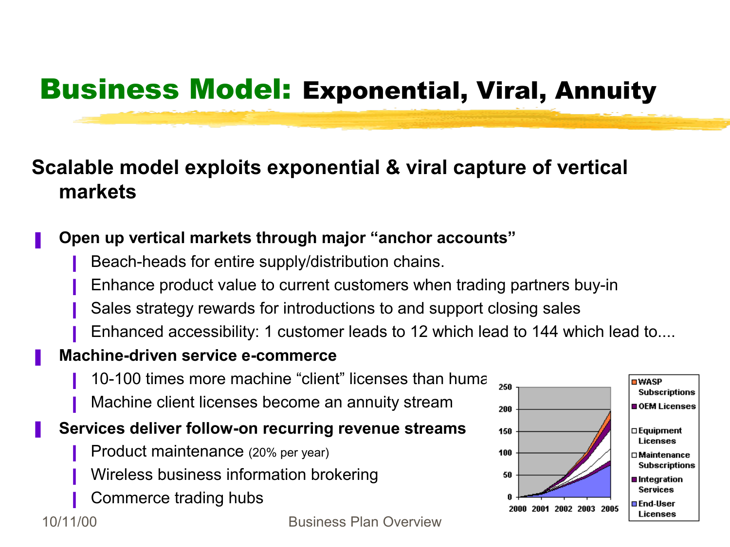# Business Model: Exponential, Viral, Annuity

**Scalable model exploits exponential & viral capture of vertical markets**

- **Open up vertical markets through major "anchor accounts"**
  - Beach-heads for entire supply/distribution chains.
  - Enhance product value to current customers when trading partners buy-in
  - Sales strategy rewards for introductions to and support closing sales
  - Enhanced accessibility: 1 customer leads to 12 which lead to 144 which lead to....
- **Machine-driven service e-commerce**
  - 10-100 times more machine "client" licenses than huma
  - Machine client licenses become an annuity stream
- **Services deliver follow-on recurring revenue streams**
  - Product maintenance (20% per year)
  - Wireless business information brokering
  - Commerce trading hubs

10/11/00 Business Plan Overview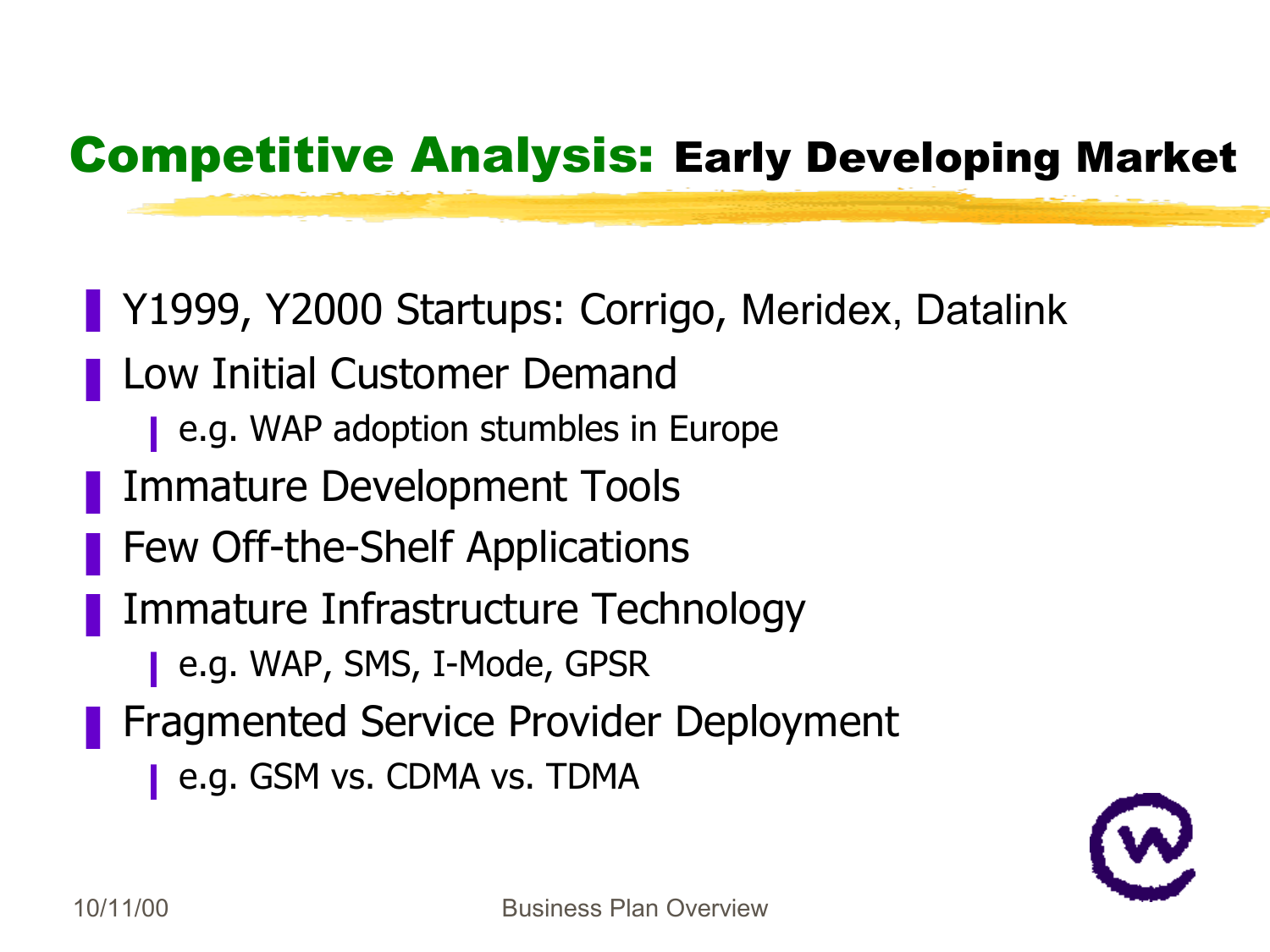## Competitive Analysis: Early Developing Market

- Y1999, Y2000 Startups: Corrigo, Meridex, Datalink
- Low Initial Customer Demand
  - e.g. WAP adoption stumbles in Europe
- Immature Development Tools
- Few Off-the-Shelf Applications
- Immature Infrastructure Technology
  - e.g. WAP, SMS, I-Mode, GPSR
- Fragmented Service Provider Deployment
  - e.g. GSM vs. CDMA vs. TDMA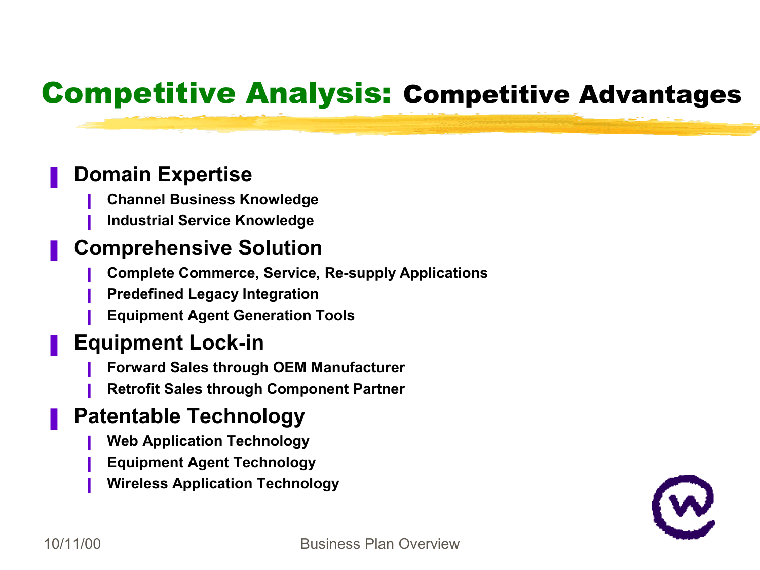# Competitive Analysis: Competitive Advantages

- **Domain Expertise**
  - Channel Business Knowledge
  - Industrial Service Knowledge
- **Comprehensive Solution**
  - Complete Commerce, Service, Re-supply Applications
  - Predefined Legacy Integration
  - Equipment Agent Generation Tools
- **Equipment Lock-in**
  - Forward Sales through OEM Manufacturer
  - Retrofit Sales through Component Partner
- **Patentable Technology**
  - Web Application Technology
  - Equipment Agent Technology
  - Wireless Application Technology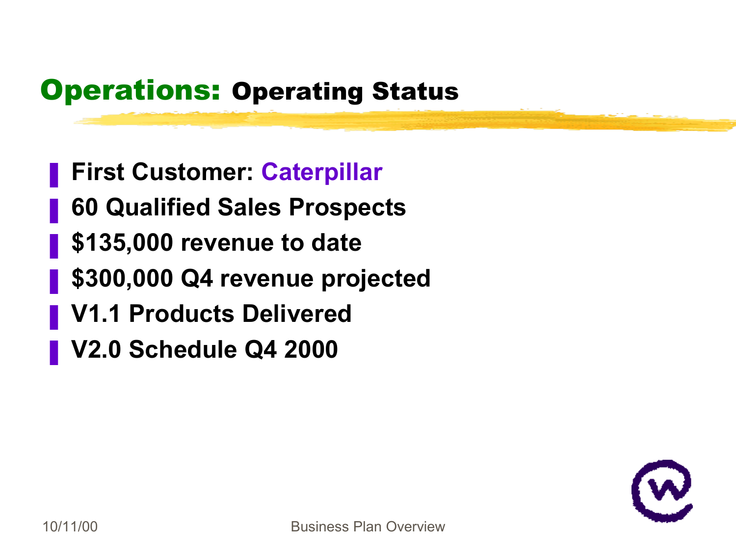# Operations: Operating Status

- First Customer: Caterpillar
- 60 Qualified Sales Prospects
- $135,000 revenue to date
- $300,000 Q4 revenue projected
- V1.1 Products Delivered
- V2.0 Schedule Q4 2000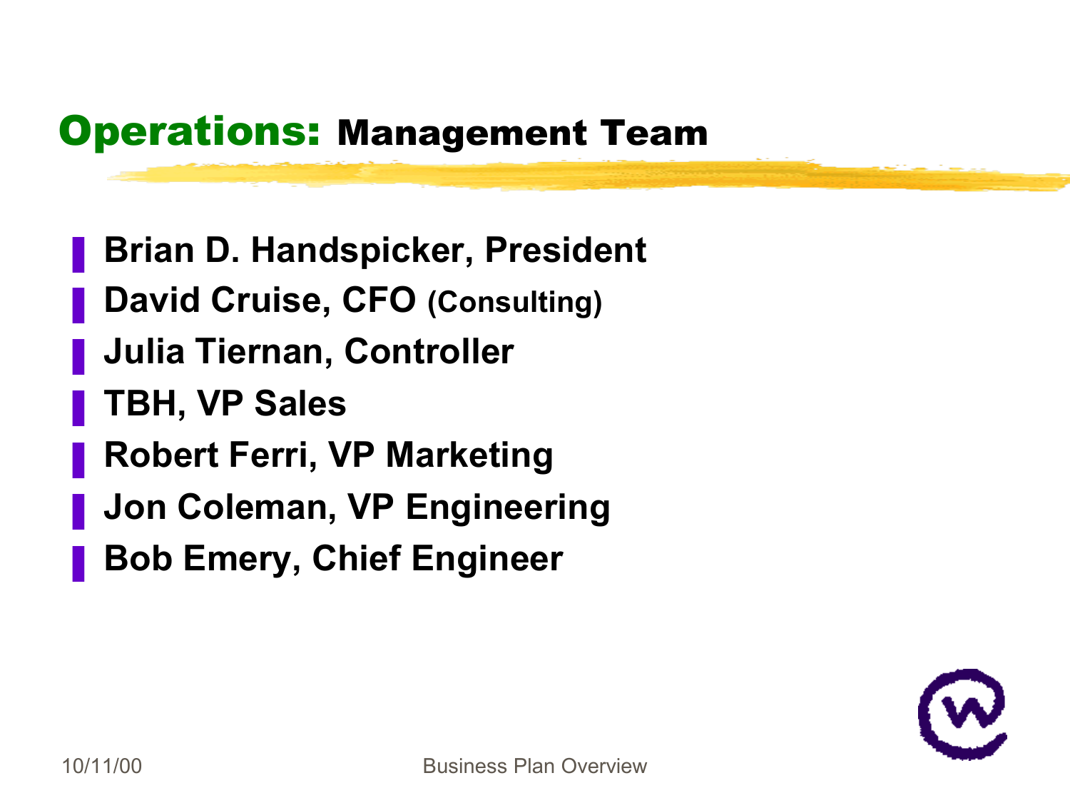# **Operations:** Management Team

- **Brian D. Handspicker, President**
- **David Cruise, CFO (Consulting)**
- **Julia Tiernan, Controller**
- **TBH, VP Sales**
- **Robert Ferri, VP Marketing**
- **Jon Coleman, VP Engineering**
- **Bob Emery, Chief Engineer**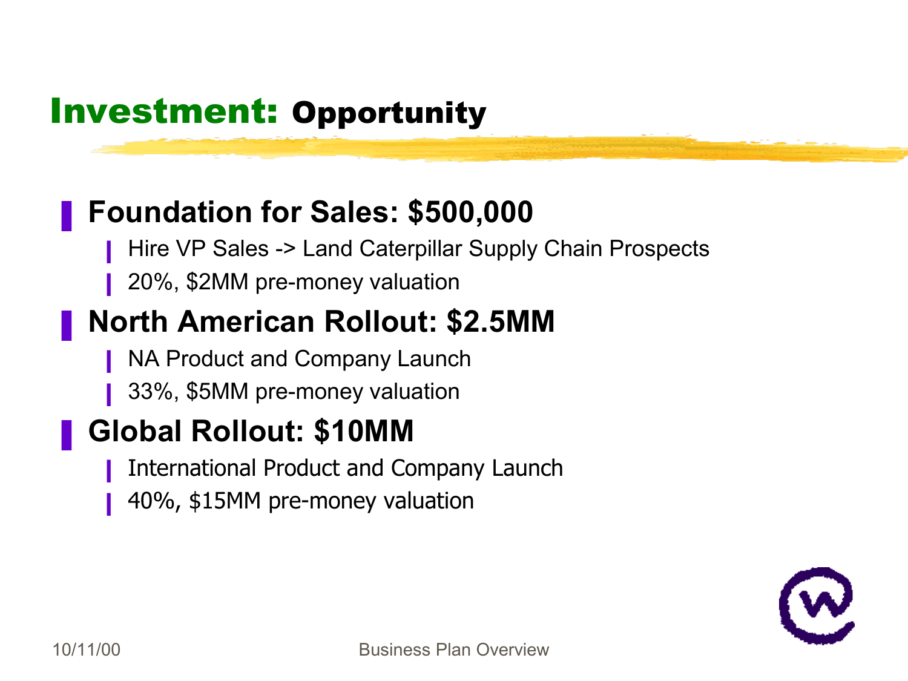# Investment: Opportunity

- **Foundation for Sales: $500,000**
  - Hire VP Sales -> Land Caterpillar Supply Chain Prospects
  - 20%, $2MM pre-money valuation
- **North American Rollout: $2.5MM**
  - NA Product and Company Launch
  - 33%, $5MM pre-money valuation
- **Global Rollout: $10MM**
  - International Product and Company Launch
  - 40%, $15MM pre-money valuation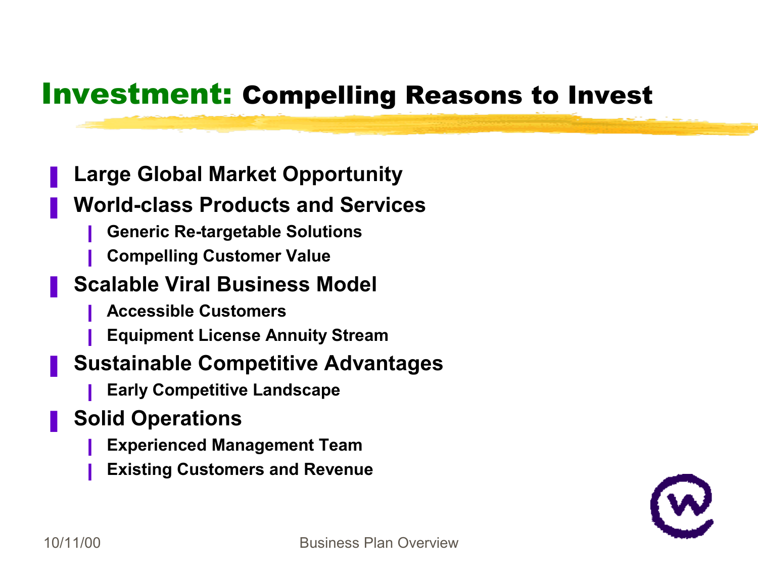## Investment: Compelling Reasons to Invest

- Large Global Market Opportunity
- World-class Products and Services
  - Generic Re-targetable Solutions
  - Compelling Customer Value
- Scalable Viral Business Model
  - Accessible Customers
  - Equipment License Annuity Stream
- Sustainable Competitive Advantages
  - Early Competitive Landscape
- Solid Operations
  - Experienced Management Team
  - Existing Customers and Revenue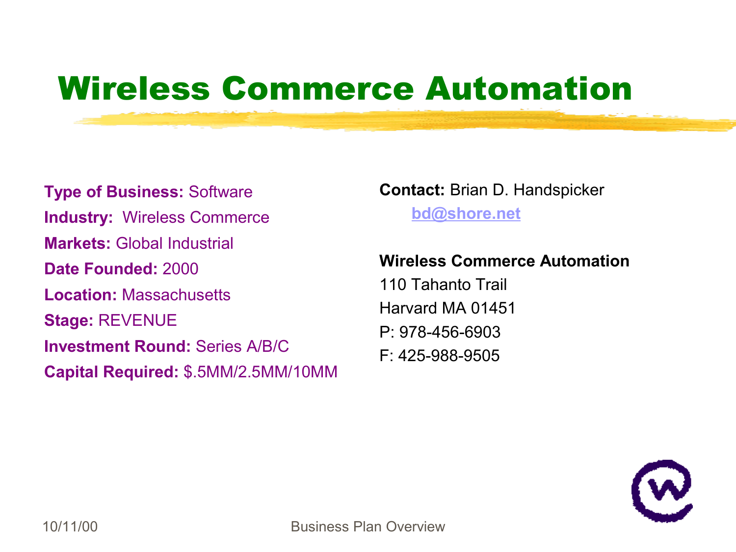# Wireless Commerce Automation

**Type of Business:** Software
**Industry:** Wireless Commerce
**Markets:** Global Industrial
**Date Founded:** 2000
**Location:** Massachusetts
**Stage:** REVENUE
**Investment Round:** Series A/B/C
**Capital Required:** $.5MM/2.5MM/10MM

**Contact:** Brian D. Handspicker
bd@shore.net

**Wireless Commerce Automation**
110 Tahanto Trail
Harvard MA 01451
P: 978-456-6903
F: 425-988-9505

10/11/00

Business Plan Overview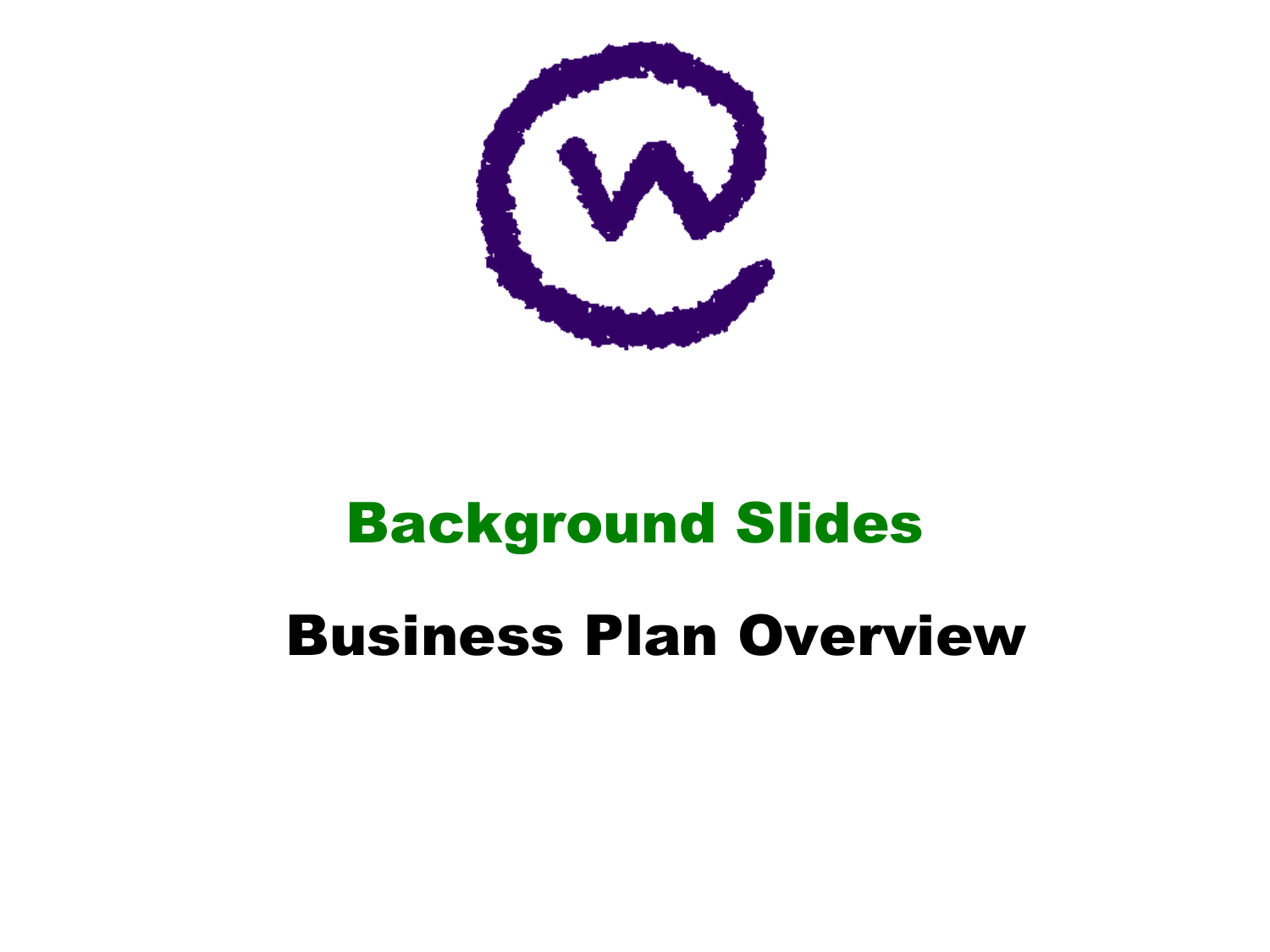# Background Slides

## Business Plan Overview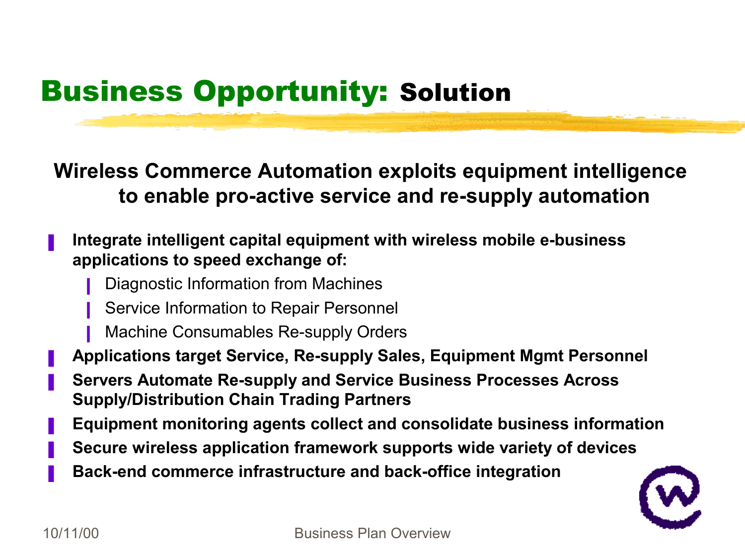# Business Opportunity: Solution

**Wireless Commerce Automation exploits equipment intelligence to enable pro-active service and re-supply automation**

- **Integrate intelligent capital equipment with wireless mobile e-business applications to speed exchange of:**
  - Diagnostic Information from Machines
  - Service Information to Repair Personnel
  - Machine Consumables Re-supply Orders
- **Applications target Service, Re-supply Sales, Equipment Mgmt Personnel**
- **Servers Automate Re-supply and Service Business Processes Across Supply/Distribution Chain Trading Partners**
- **Equipment monitoring agents collect and consolidate business information**
- **Secure wireless application framework supports wide variety of devices**
- **Back-end commerce infrastructure and back-office integration**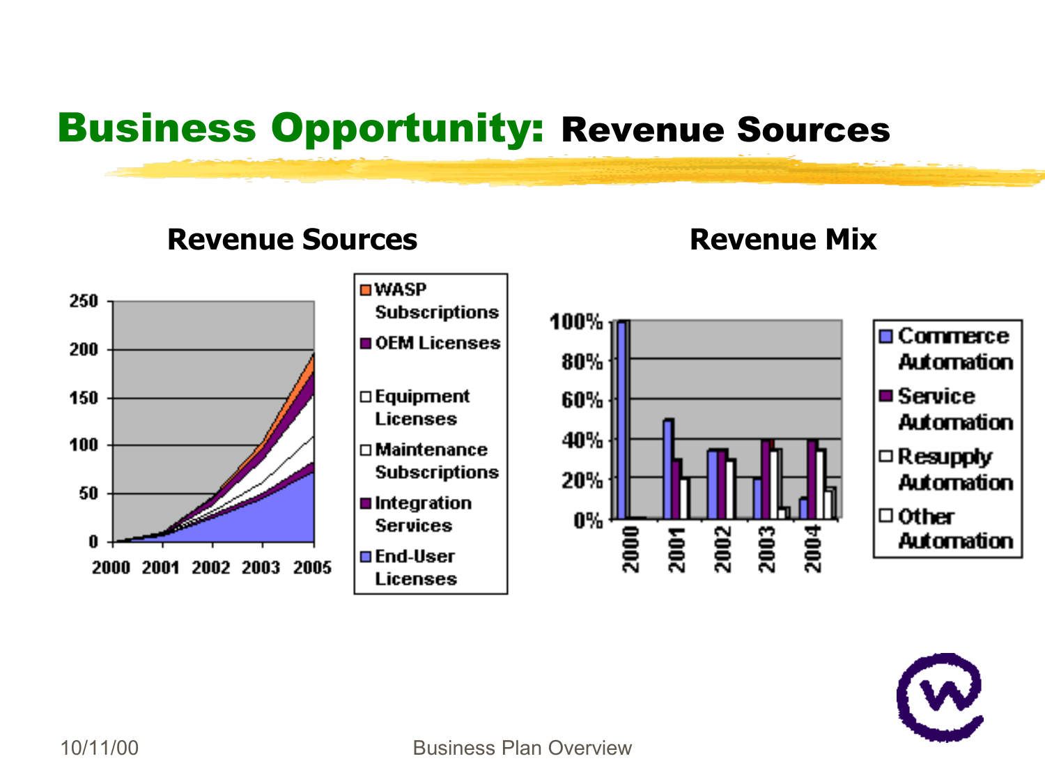# Business Opportunity: Revenue Sources

## Revenue Sources

250
200
150
100
50
0

2000 2001 2002 2003 2005

- WASP Subscriptions
- OEM Licenses
- Equipment Licenses
- Maintenance Subscriptions
- Integration Services
- End-User Licenses

## Revenue Mix

100%
80%
60%
40%
20%
0%

2000 2001 2002 2003 2004

- Commerce Automation
- Service Automation
- Resupply Automation
- Other Automation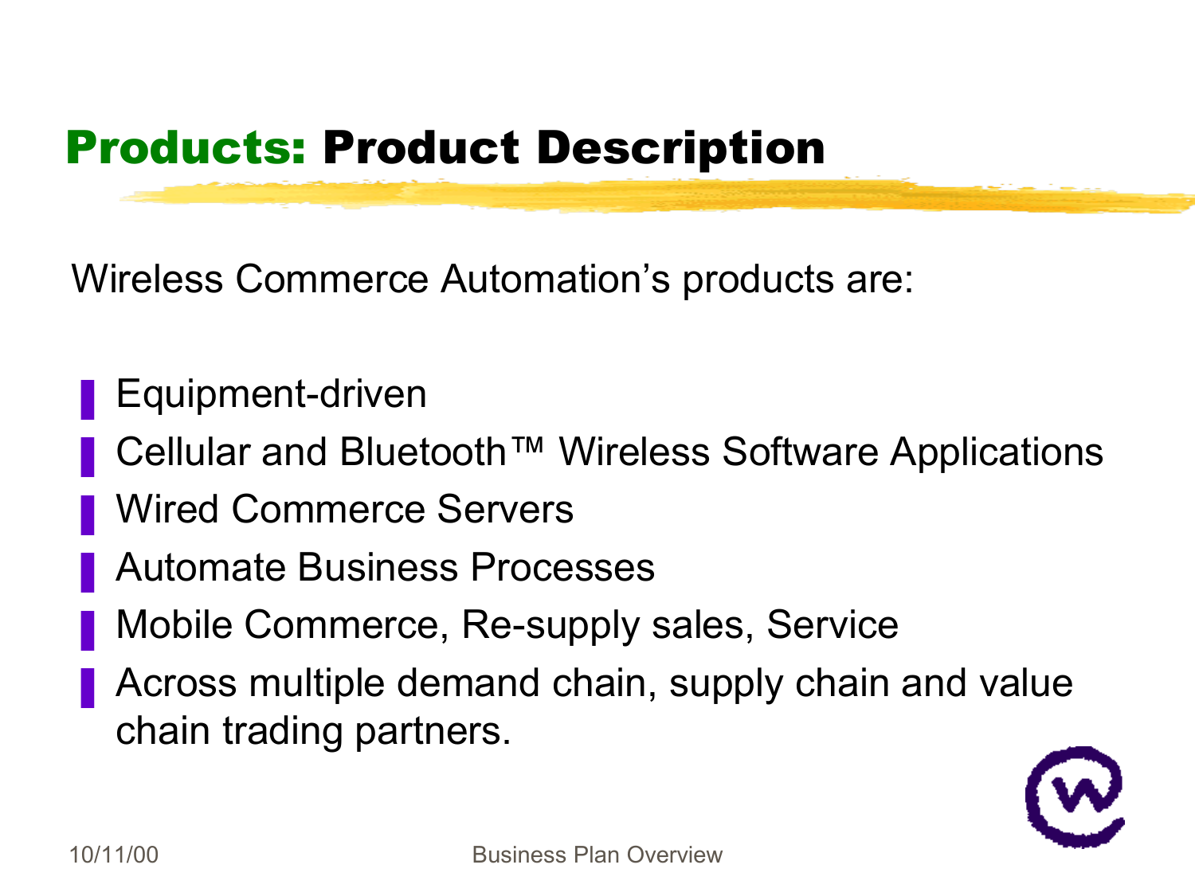## Products: Product Description

Wireless Commerce Automation's products are:

- Equipment-driven
- Cellular and Bluetooth™ Wireless Software Applications
- Wired Commerce Servers
- Automate Business Processes
- Mobile Commerce, Re-supply sales, Service
- Across multiple demand chain, supply chain and value chain trading partners.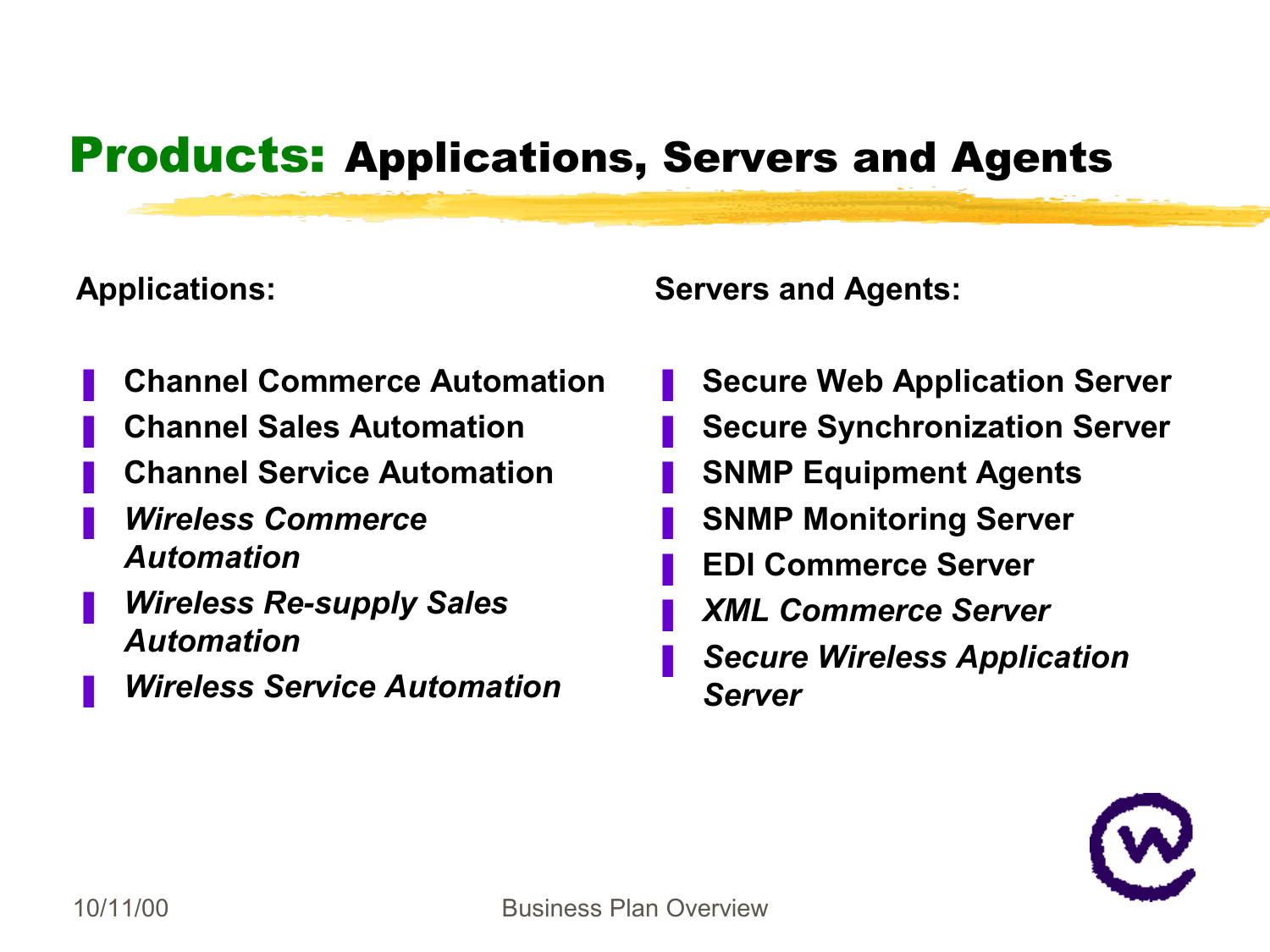# Products: Applications, Servers and Agents

**Applications:**

- **Channel Commerce Automation**
- **Channel Sales Automation**
- **Channel Service Automation**
- ***Wireless Commerce Automation***
- ***Wireless Re-supply Sales Automation***
- ***Wireless Service Automation***

**Servers and Agents:**

- **Secure Web Application Server**
- **Secure Synchronization Server**
- **SNMP Equipment Agents**
- **SNMP Monitoring Server**
- **EDI Commerce Server**
- ***XML Commerce Server***
- ***Secure Wireless Application Server***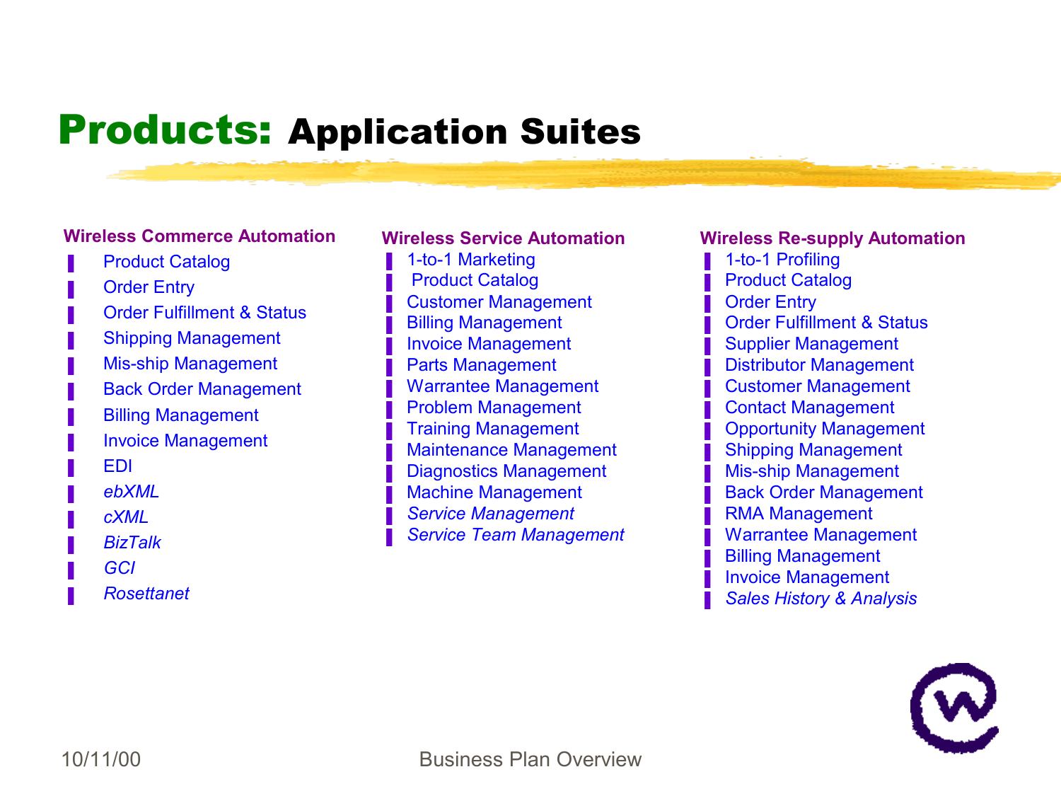# Products: Application Suites

### Wireless Commerce Automation

- Product Catalog
- Order Entry
- Order Fulfillment & Status
- Shipping Management
- Mis-ship Management
- Back Order Management
- Billing Management
- Invoice Management
- EDI
- *ebXML*
- *cXML*
- *BizTalk*
- *GCI*
- *Rosettanet*

### Wireless Service Automation

- 1-to-1 Marketing
- Product Catalog
- Customer Management
- Billing Management
- Invoice Management
- Parts Management
- Warrantee Management
- Problem Management
- Training Management
- Maintenance Management
- Diagnostics Management
- Machine Management
- *Service Management*
- *Service Team Management*

### Wireless Re-supply Automation

- 1-to-1 Profiling
- Product Catalog
- Order Entry
- Order Fulfillment & Status
- Supplier Management
- Distributor Management
- Customer Management
- Contact Management
- Opportunity Management
- Shipping Management
- Mis-ship Management
- Back Order Management
- RMA Management
- Warrantee Management
- Billing Management
- Invoice Management
- *Sales History & Analysis*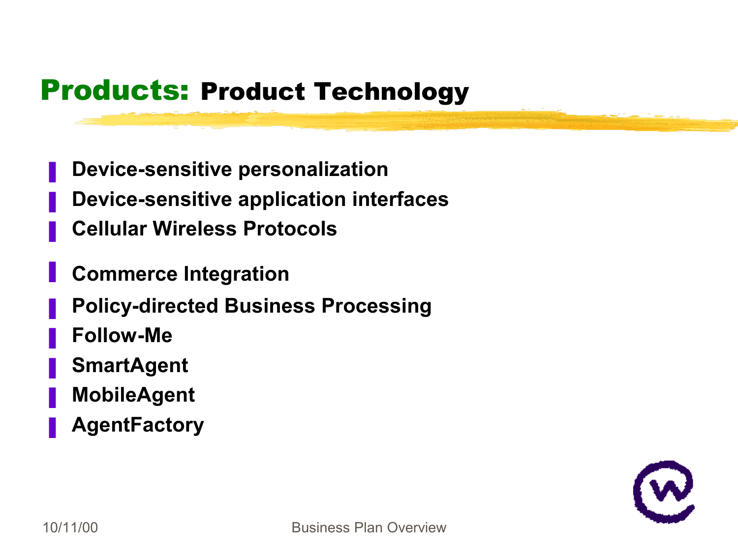# Products: Product Technology

- Device-sensitive personalization
- Device-sensitive application interfaces
- Cellular Wireless Protocols
- Commerce Integration
- Policy-directed Business Processing
- Follow-Me
- SmartAgent
- MobileAgent
- AgentFactory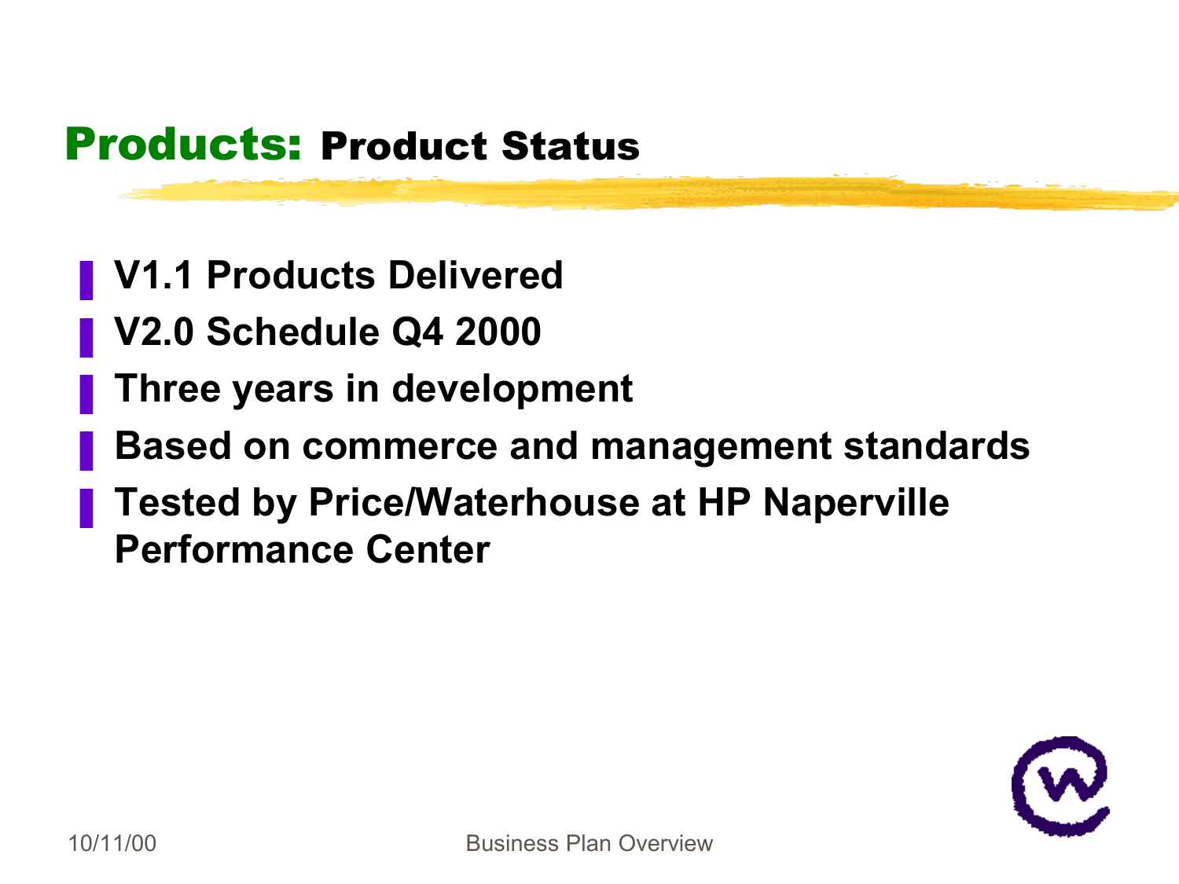## **Products:** Product Status

- V1.1 Products Delivered
- V2.0 Schedule Q4 2000
- Three years in development
- Based on commerce and management standards
- Tested by Price/Waterhouse at HP Naperville Performance Center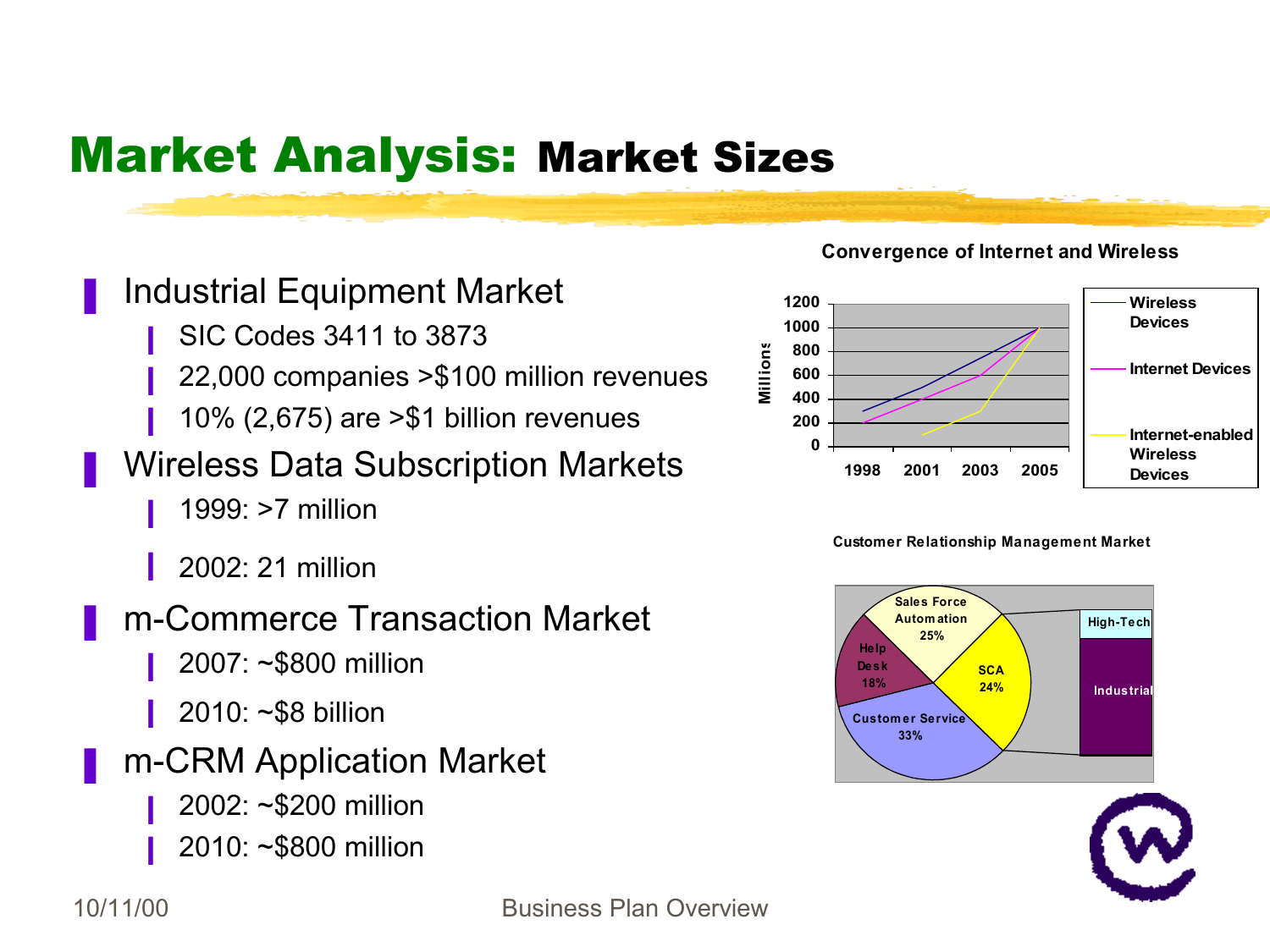# Market Analysis: Market Sizes

- Industrial Equipment Market
  - SIC Codes 3411 to 3873
  - 22,000 companies >$100 million revenues
  - 10% (2,675) are >$1 billion revenues
- Wireless Data Subscription Markets
  - 1999: >7 million
  - 2002: 21 million
- m-Commerce Transaction Market
  - 2007: ~$800 million
  - 2010: ~$8 billion
- m-CRM Application Market
  - 2002: ~$200 million
  - 2010: ~$800 million

**Convergence of Internet and Wireless**

**Customer Relationship Management Market**

10/11/00 Business Plan Overview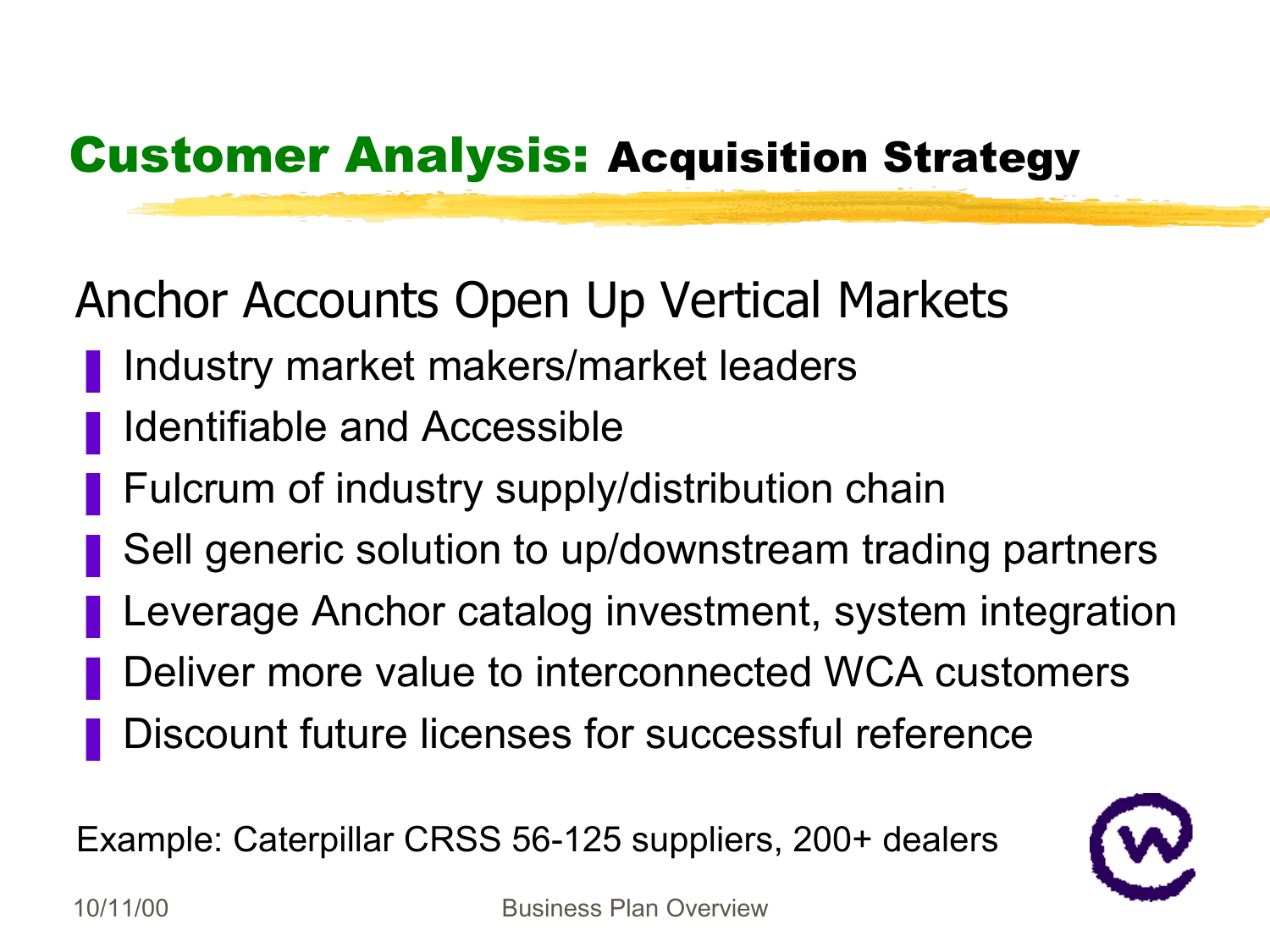# Customer Analysis: Acquisition Strategy

## Anchor Accounts Open Up Vertical Markets

- Industry market makers/market leaders
- Identifiable and Accessible
- Fulcrum of industry supply/distribution chain
- Sell generic solution to up/downstream trading partners
- Leverage Anchor catalog investment, system integration
- Deliver more value to interconnected WCA customers
- Discount future licenses for successful reference

Example: Caterpillar CRSS 56-125 suppliers, 200+ dealers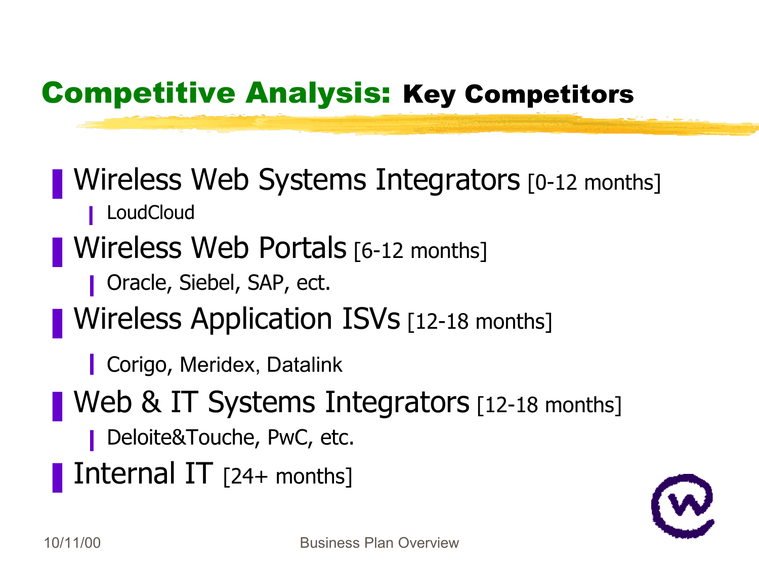## Competitive Analysis: Key Competitors

- Wireless Web Systems Integrators [0-12 months]
  - LoudCloud
- Wireless Web Portals [6-12 months]
  - Oracle, Siebel, SAP, ect.
- Wireless Application ISVs [12-18 months]
  - Corigo, Meridex, Datalink
- Web & IT Systems Integrators [12-18 months]
  - Deloite&Touche, PwC, etc.
- Internal IT [24+ months]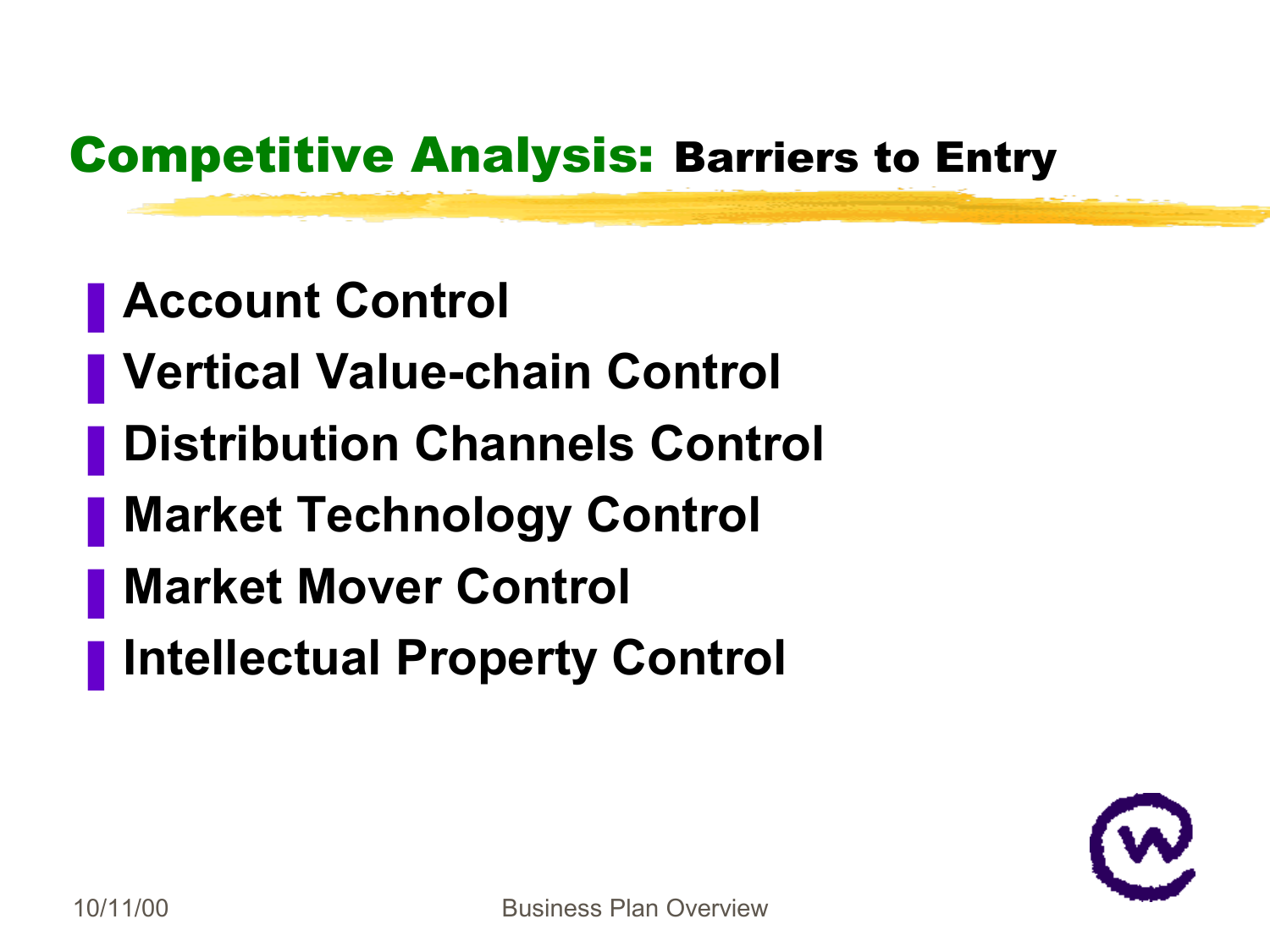## Competitive Analysis: Barriers to Entry

- Account Control
- Vertical Value-chain Control
- Distribution Channels Control
- Market Technology Control
- Market Mover Control
- Intellectual Property Control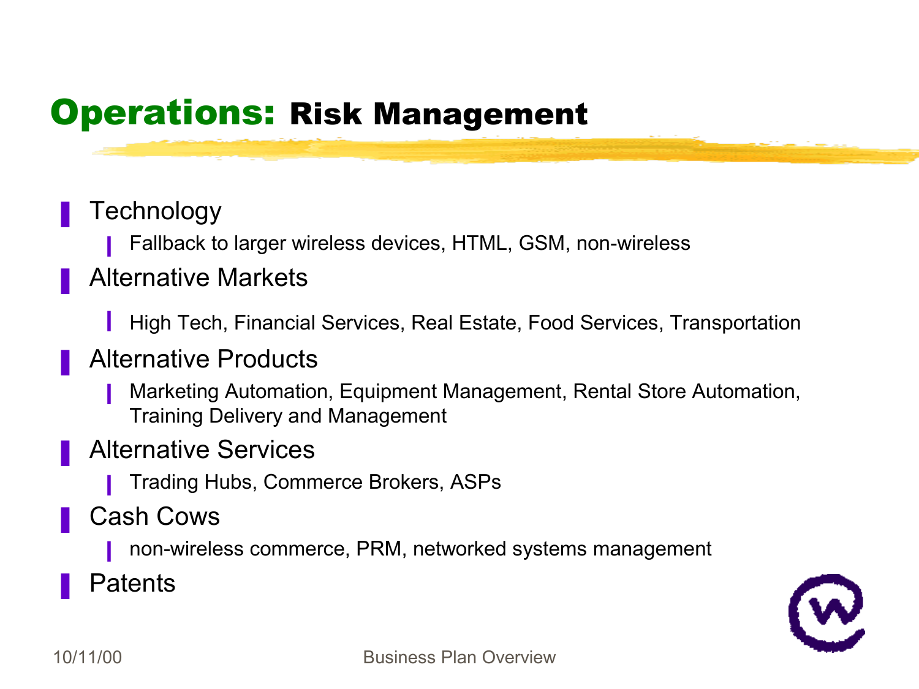# Operations: Risk Management

- Technology
  - Fallback to larger wireless devices, HTML, GSM, non-wireless
- Alternative Markets
  - High Tech, Financial Services, Real Estate, Food Services, Transportation
- Alternative Products
  - Marketing Automation, Equipment Management, Rental Store Automation, Training Delivery and Management
- Alternative Services
  - Trading Hubs, Commerce Brokers, ASPs
- Cash Cows
  - non-wireless commerce, PRM, networked systems management
- Patents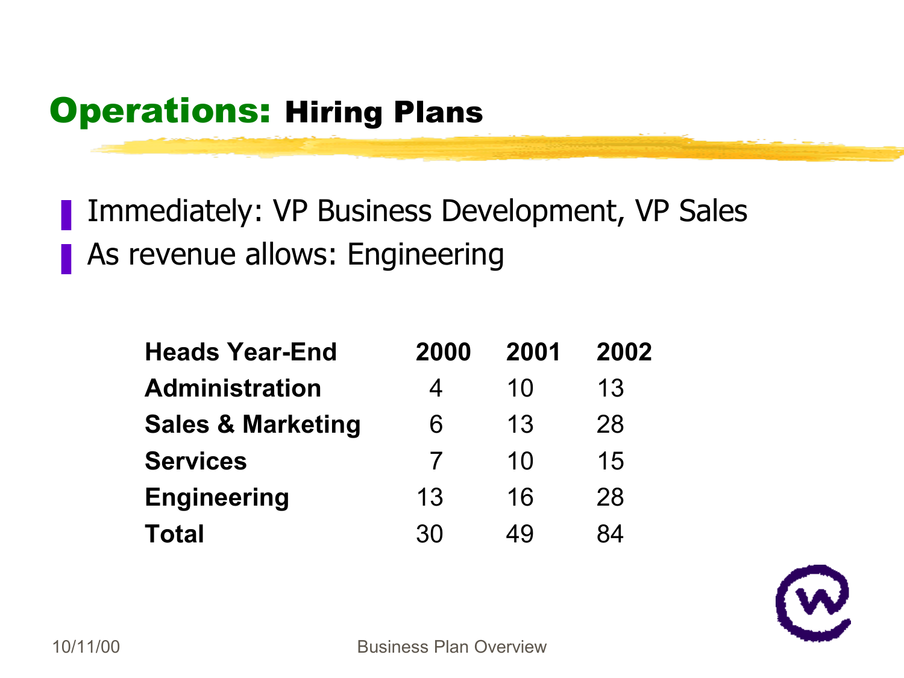## **Operations:** Hiring Plans

- Immediately: VP Business Development, VP Sales
- As revenue allows: Engineering

| Heads Year-End | 2000 | 2001 | 2002 |
|---|---|---|---|
| **Administration** | 4 | 10 | 13 |
| **Sales & Marketing** | 6 | 13 | 28 |
| **Services** | 7 | 10 | 15 |
| **Engineering** | 13 | 16 | 28 |
| **Total** | 30 | 49 | 84 |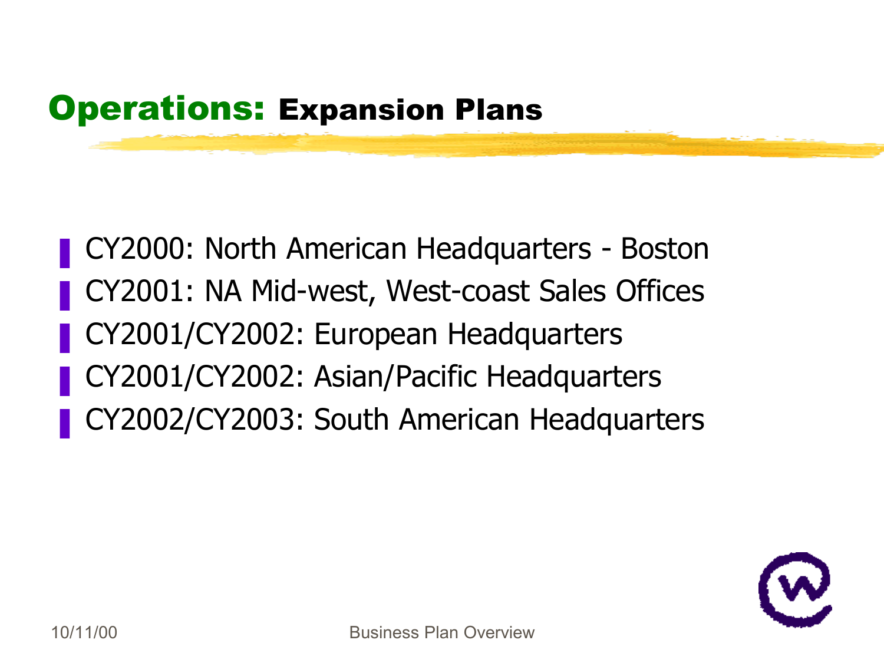## Operations: Expansion Plans

- CY2000: North American Headquarters - Boston
- CY2001: NA Mid-west, West-coast Sales Offices
- CY2001/CY2002: European Headquarters
- CY2001/CY2002: Asian/Pacific Headquarters
- CY2002/CY2003: South American Headquarters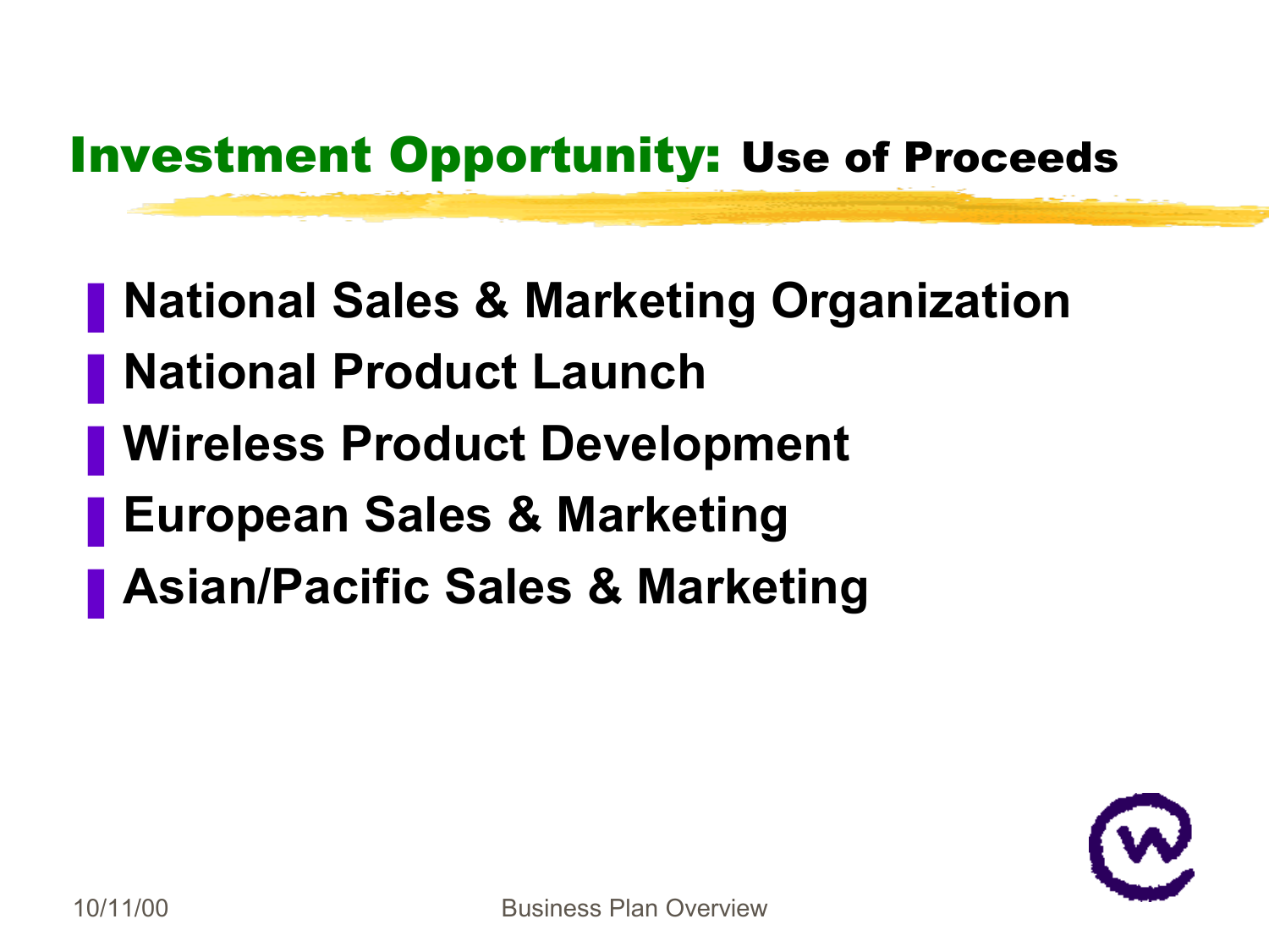## Investment Opportunity: Use of Proceeds

- National Sales & Marketing Organization
- National Product Launch
- Wireless Product Development
- European Sales & Marketing
- Asian/Pacific Sales & Marketing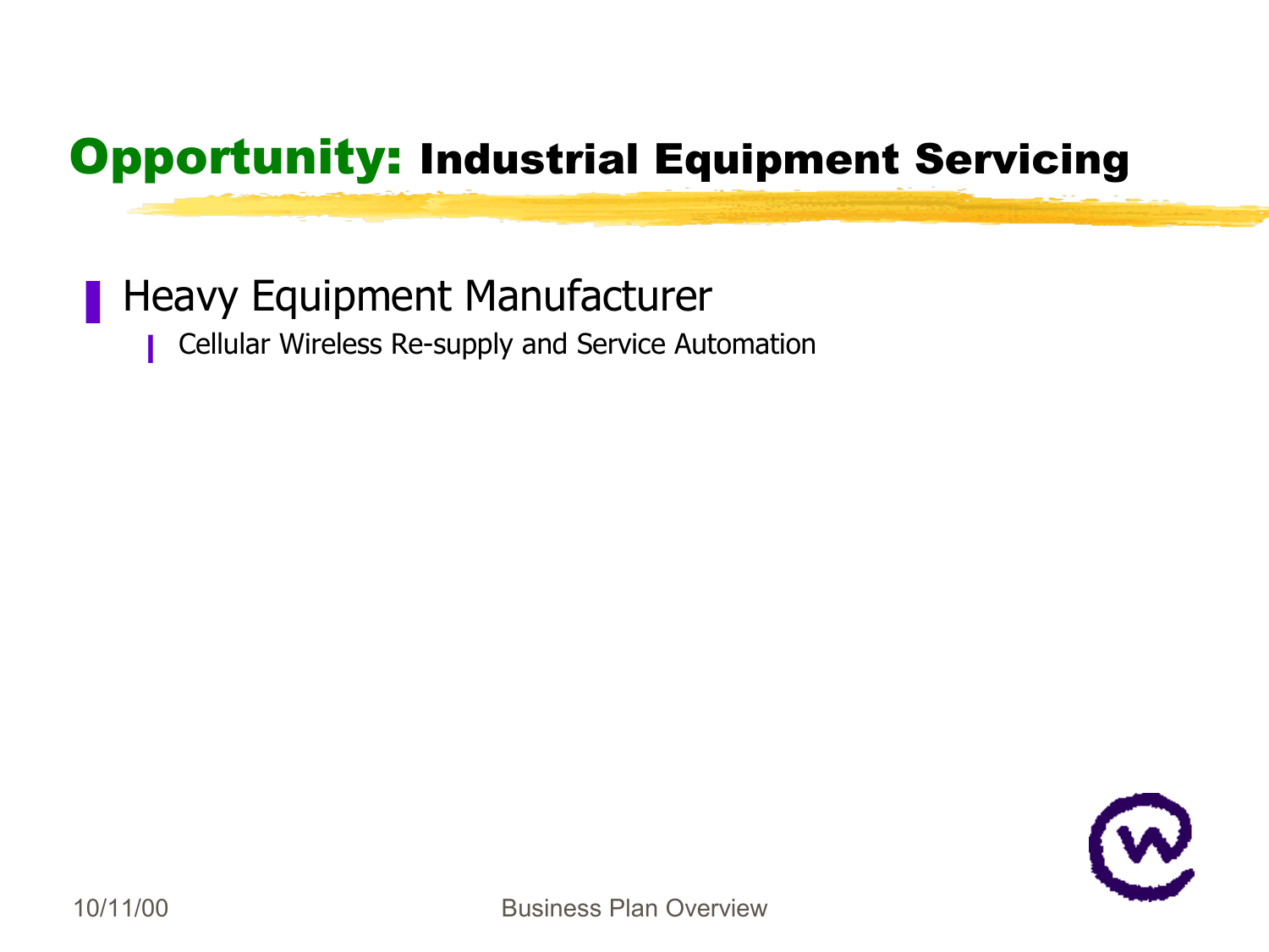# Opportunity: Industrial Equipment Servicing

- Heavy Equipment Manufacturer
  - Cellular Wireless Re-supply and Service Automation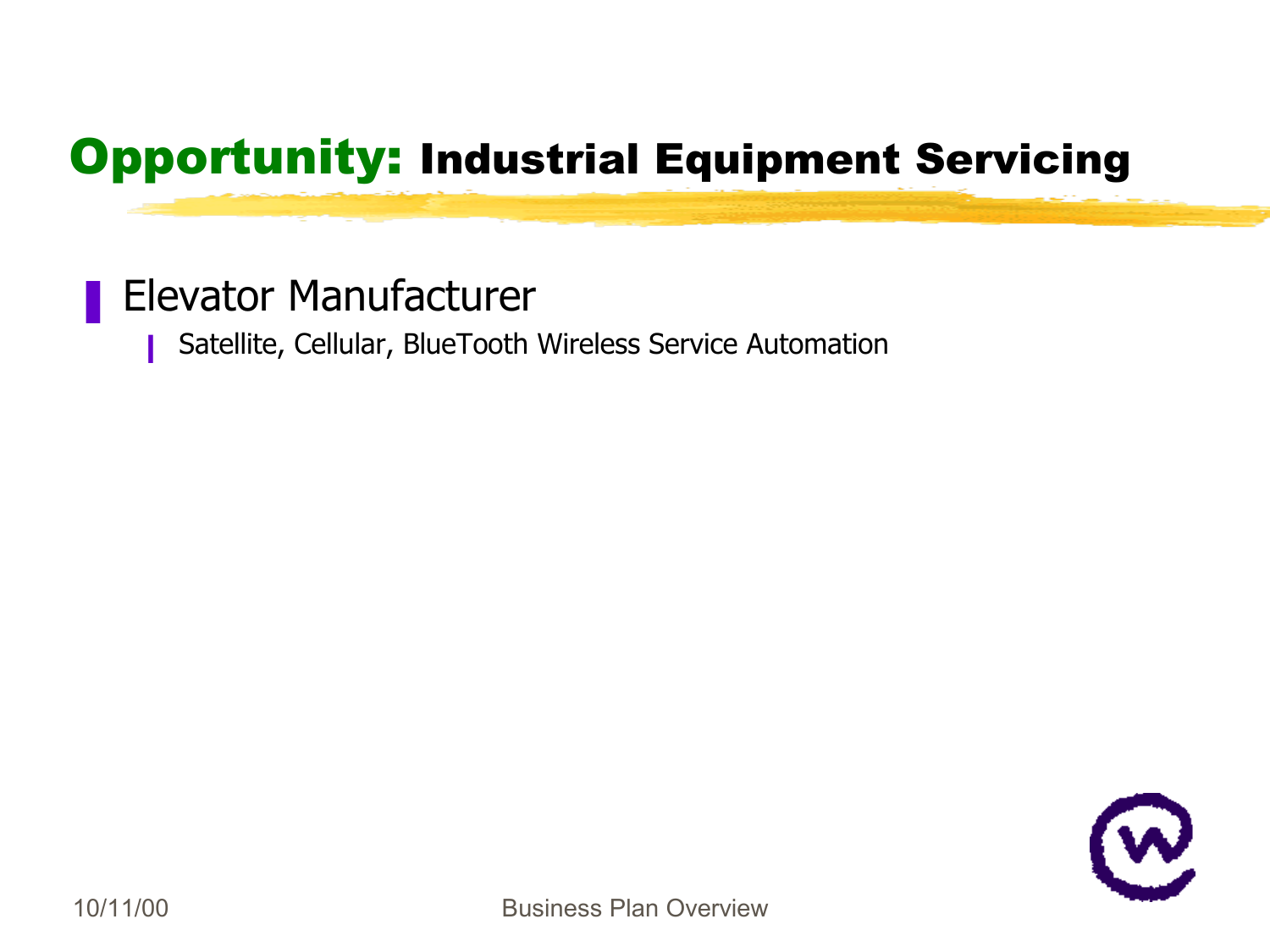# Opportunity: Industrial Equipment Servicing

- Elevator Manufacturer
  - Satellite, Cellular, BlueTooth Wireless Service Automation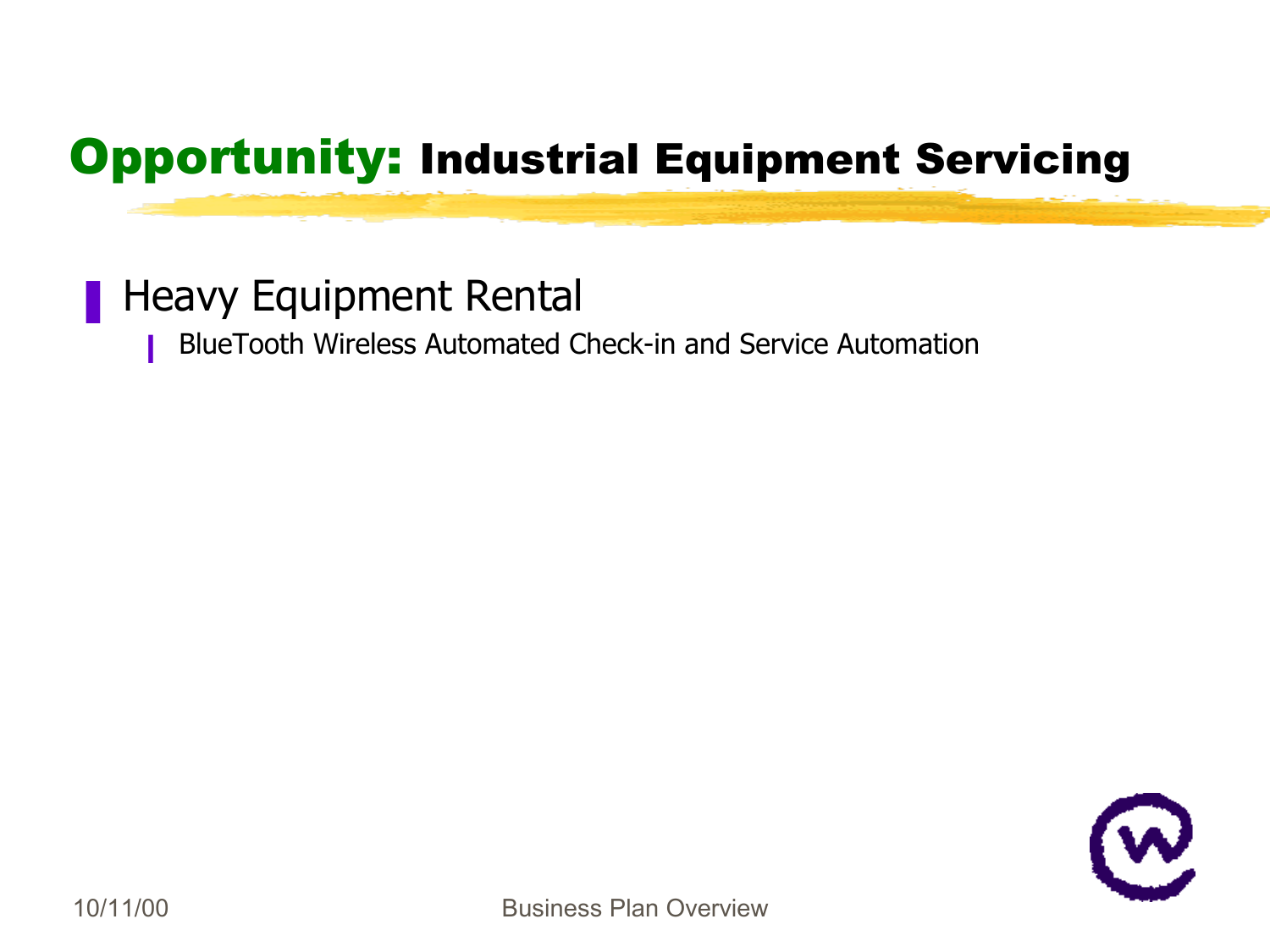# Opportunity: Industrial Equipment Servicing

- Heavy Equipment Rental
  - BlueTooth Wireless Automated Check-in and Service Automation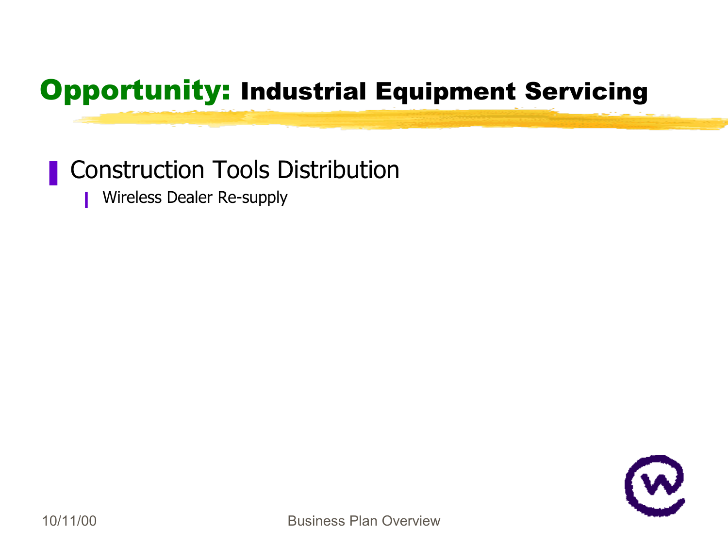# Opportunity: Industrial Equipment Servicing

- Construction Tools Distribution
  - Wireless Dealer Re-supply